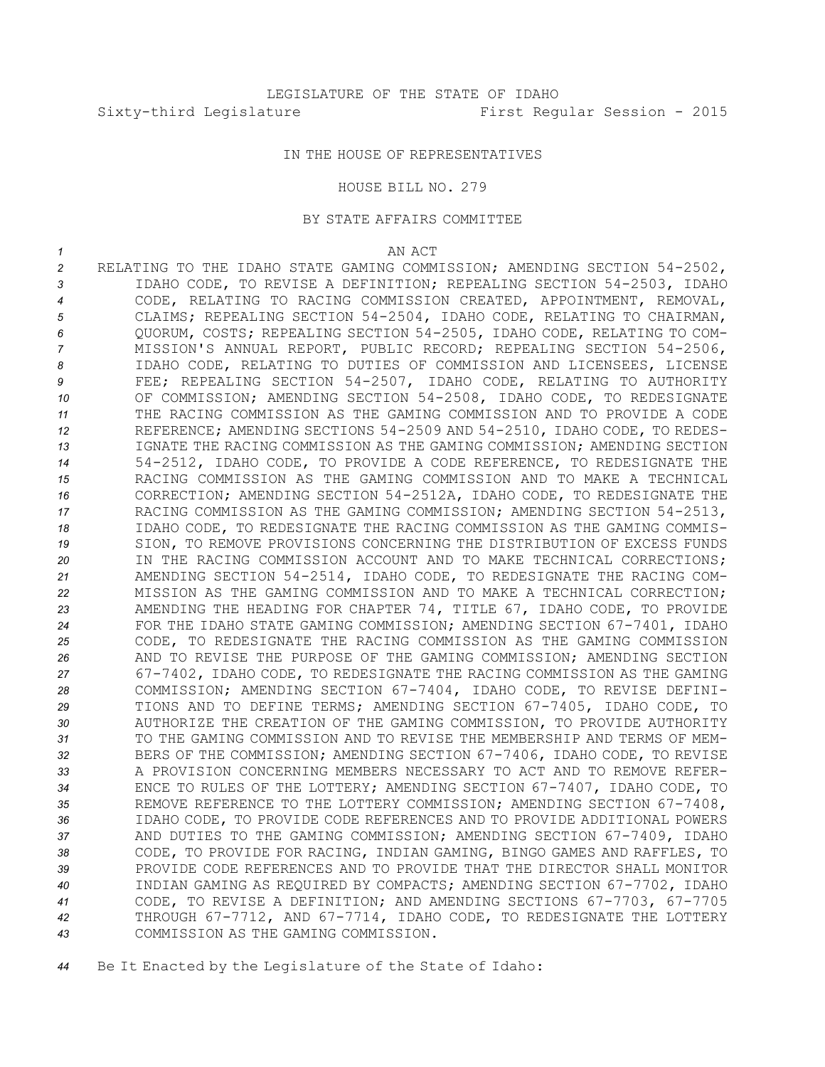LEGISLATURE OF THE STATE OF IDAHO

Sixty-third Legislature First Regular Session - 2015

IN THE HOUSE OF REPRESENTATIVES

HOUSE BILL NO. 279

BY STATE AFFAIRS COMMITTEE

AN ACT

RELATING TO THE IDAHO STATE GAMING COMMISSION; AMENDING SECTION 54-2502, IDAHO CODE, TO REVISE A DEFINITION; REPEALING SECTION 54-2503, IDAHO CODE, RELATING TO RACING COMMISSION CREATED, APPOINTMENT, REMOVAL, CLAIMS; REPEALING SECTION 54-2504, IDAHO CODE, RELATING TO CHAIRMAN, QUORUM, COSTS; REPEALING SECTION 54-2505, IDAHO CODE, RELATING TO COMMISSION'S ANNUAL REPORT, PUBLIC RECORD; REPEALING SECTION 54-2506, IDAHO CODE, RELATING TO DUTIES OF COMMISSION AND LICENSEES, LICENSE FEE; REPEALING SECTION 54-2507, IDAHO CODE, RELATING TO AUTHORITY OF COMMISSION; AMENDING SECTION 54-2508, IDAHO CODE, TO REDESIGNATE THE RACING COMMISSION AS THE GAMING COMMISSION AND TO PROVIDE A CODE REFERENCE; AMENDING SECTIONS 54-2509 AND 54-2510, IDAHO CODE, TO REDESIGNATE THE RACING COMMISSION AS THE GAMING COMMISSION; AMENDING SECTION 54-2512, IDAHO CODE, TO PROVIDE A CODE REFERENCE, TO REDESIGNATE THE RACING COMMISSION AS THE GAMING COMMISSION AND TO MAKE A TECHNICAL CORRECTION; AMENDING SECTION 54-2512A, IDAHO CODE, TO REDESIGNATE THE RACING COMMISSION AS THE GAMING COMMISSION; AMENDING SECTION 54-2513, IDAHO CODE, TO REDESIGNATE THE RACING COMMISSION AS THE GAMING COMMISSION, TO REMOVE PROVISIONS CONCERNING THE DISTRIBUTION OF EXCESS FUNDS IN THE RACING COMMISSION ACCOUNT AND TO MAKE TECHNICAL CORRECTIONS; AMENDING SECTION 54-2514, IDAHO CODE, TO REDESIGNATE THE RACING COMMISSION AS THE GAMING COMMISSION AND TO MAKE A TECHNICAL CORRECTION; AMENDING THE HEADING FOR CHAPTER 74, TITLE 67, IDAHO CODE, TO PROVIDE FOR THE IDAHO STATE GAMING COMMISSION; AMENDING SECTION 67-7401, IDAHO CODE, TO REDESIGNATE THE RACING COMMISSION AS THE GAMING COMMISSION AND TO REVISE THE PURPOSE OF THE GAMING COMMISSION; AMENDING SECTION 67-7402, IDAHO CODE, TO REDESIGNATE THE RACING COMMISSION AS THE GAMING COMMISSION; AMENDING SECTION 67-7404, IDAHO CODE, TO REVISE DEFINITIONS AND TO DEFINE TERMS; AMENDING SECTION 67-7405, IDAHO CODE, TO AUTHORIZE THE CREATION OF THE GAMING COMMISSION, TO PROVIDE AUTHORITY TO THE GAMING COMMISSION AND TO REVISE THE MEMBERSHIP AND TERMS OF MEMBERS OF THE COMMISSION; AMENDING SECTION 67-7406, IDAHO CODE, TO REVISE A PROVISION CONCERNING MEMBERS NECESSARY TO ACT AND TO REMOVE REFERENCE TO RULES OF THE LOTTERY; AMENDING SECTION 67-7407, IDAHO CODE, TO REMOVE REFERENCE TO THE LOTTERY COMMISSION; AMENDING SECTION 67-7408, IDAHO CODE, TO PROVIDE CODE REFERENCES AND TO PROVIDE ADDITIONAL POWERS AND DUTIES TO THE GAMING COMMISSION; AMENDING SECTION 67-7409, IDAHO CODE, TO PROVIDE FOR RACING, INDIAN GAMING, BINGO GAMES AND RAFFLES, TO PROVIDE CODE REFERENCES AND TO PROVIDE THAT THE DIRECTOR SHALL MONITOR INDIAN GAMING AS REQUIRED BY COMPACTS; AMENDING SECTION 67-7702, IDAHO CODE, TO REVISE A DEFINITION; AND AMENDING SECTIONS 67-7703, 67-7705 THROUGH 67-7712, AND 67-7714, IDAHO CODE, TO REDESIGNATE THE LOTTERY COMMISSION AS THE GAMING COMMISSION.

Be It Enacted by the Legislature of the State of Idaho: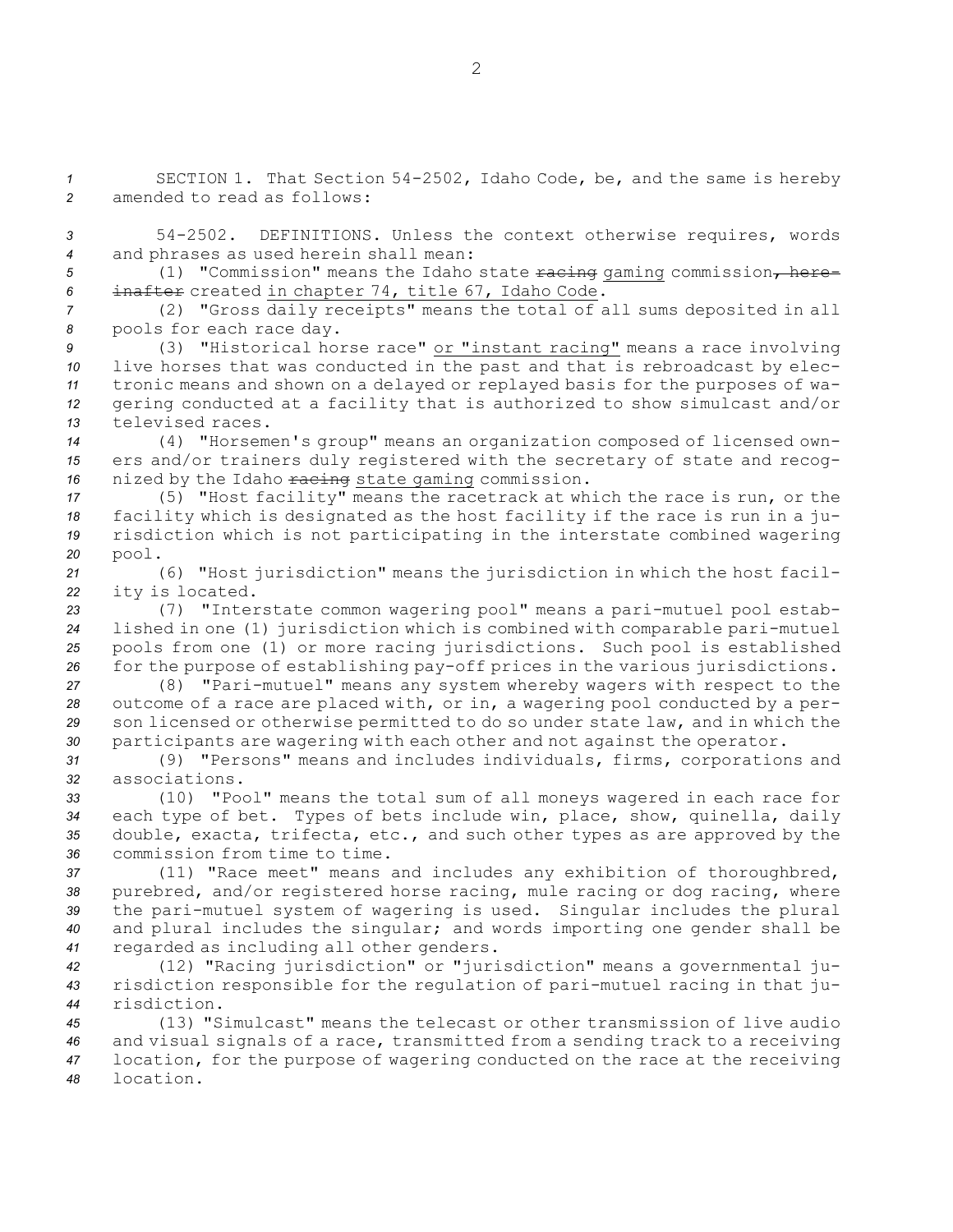SECTION 1. That Section 54-2502, Idaho Code, be, and the same is hereby amended to read as follows:

54-2502. DEFINITIONS. Unless the context otherwise requires, words and phrases as used herein shall mean:

(1) "Commission" means the Idaho state ~~racing~~ gaming commission~~, hereinafter~~ created in chapter 74, title 67, Idaho Code.

(2) "Gross daily receipts" means the total of all sums deposited in all pools for each race day.

(3) "Historical horse race" or "instant racing" means a race involving live horses that was conducted in the past and that is rebroadcast by electronic means and shown on a delayed or replayed basis for the purposes of wagering conducted at a facility that is authorized to show simulcast and/or televised races.

(4) "Horsemen's group" means an organization composed of licensed owners and/or trainers duly registered with the secretary of state and recognized by the Idaho ~~racing~~ state gaming commission.

(5) "Host facility" means the racetrack at which the race is run, or the facility which is designated as the host facility if the race is run in a jurisdiction which is not participating in the interstate combined wagering pool.

(6) "Host jurisdiction" means the jurisdiction in which the host facility is located.

(7) "Interstate common wagering pool" means a pari-mutuel pool established in one (1) jurisdiction which is combined with comparable pari-mutuel pools from one (1) or more racing jurisdictions. Such pool is established for the purpose of establishing pay-off prices in the various jurisdictions.

(8) "Pari-mutuel" means any system whereby wagers with respect to the outcome of a race are placed with, or in, a wagering pool conducted by a person licensed or otherwise permitted to do so under state law, and in which the participants are wagering with each other and not against the operator.

(9) "Persons" means and includes individuals, firms, corporations and associations.

(10) "Pool" means the total sum of all moneys wagered in each race for each type of bet. Types of bets include win, place, show, quinella, daily double, exacta, trifecta, etc., and such other types as are approved by the commission from time to time.

(11) "Race meet" means and includes any exhibition of thoroughbred, purebred, and/or registered horse racing, mule racing or dog racing, where the pari-mutuel system of wagering is used. Singular includes the plural and plural includes the singular; and words importing one gender shall be regarded as including all other genders.

(12) "Racing jurisdiction" or "jurisdiction" means a governmental jurisdiction responsible for the regulation of pari-mutuel racing in that jurisdiction.

(13) "Simulcast" means the telecast or other transmission of live audio and visual signals of a race, transmitted from a sending track to a receiving location, for the purpose of wagering conducted on the race at the receiving location.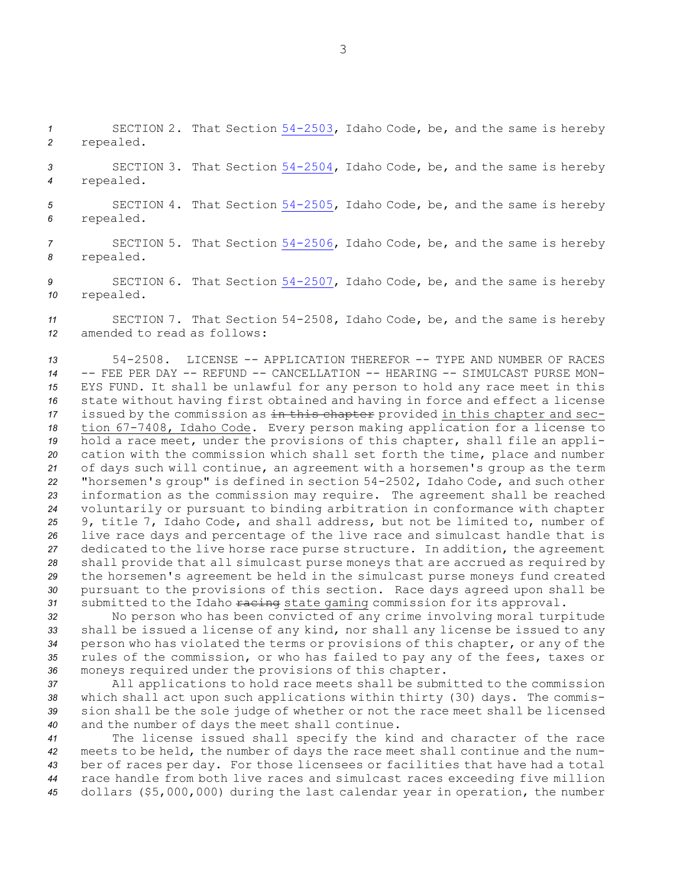SECTION 2. That Section 54-2503, Idaho Code, be, and the same is hereby repealed.

SECTION 3. That Section 54-2504, Idaho Code, be, and the same is hereby repealed.

SECTION 4. That Section 54-2505, Idaho Code, be, and the same is hereby repealed.

SECTION 5. That Section 54-2506, Idaho Code, be, and the same is hereby repealed.

SECTION 6. That Section 54-2507, Idaho Code, be, and the same is hereby repealed.

SECTION 7. That Section 54-2508, Idaho Code, be, and the same is hereby amended to read as follows:

54-2508. LICENSE -- APPLICATION THEREFOR -- TYPE AND NUMBER OF RACES -- FEE PER DAY -- REFUND -- CANCELLATION -- HEARING -- SIMULCAST PURSE MONEYS FUND. It shall be unlawful for any person to hold any race meet in this state without having first obtained and having in force and effect a license issued by the commission as ~~in this chapter~~ provided in this chapter and section 67-7408, Idaho Code. Every person making application for a license to hold a race meet, under the provisions of this chapter, shall file an application with the commission which shall set forth the time, place and number of days such will continue, an agreement with a horsemen's group as the term "horsemen's group" is defined in section 54-2502, Idaho Code, and such other information as the commission may require. The agreement shall be reached voluntarily or pursuant to binding arbitration in conformance with chapter 9, title 7, Idaho Code, and shall address, but not be limited to, number of live race days and percentage of the live race and simulcast handle that is dedicated to the live horse race purse structure. In addition, the agreement shall provide that all simulcast purse moneys that are accrued as required by the horsemen's agreement be held in the simulcast purse moneys fund created pursuant to the provisions of this section. Race days agreed upon shall be submitted to the Idaho ~~racing~~ state gaming commission for its approval.

No person who has been convicted of any crime involving moral turpitude shall be issued a license of any kind, nor shall any license be issued to any person who has violated the terms or provisions of this chapter, or any of the rules of the commission, or who has failed to pay any of the fees, taxes or moneys required under the provisions of this chapter.

All applications to hold race meets shall be submitted to the commission which shall act upon such applications within thirty (30) days. The commission shall be the sole judge of whether or not the race meet shall be licensed and the number of days the meet shall continue.

The license issued shall specify the kind and character of the race meets to be held, the number of days the race meet shall continue and the number of races per day. For those licensees or facilities that have had a total race handle from both live races and simulcast races exceeding five million dollars ($5,000,000) during the last calendar year in operation, the number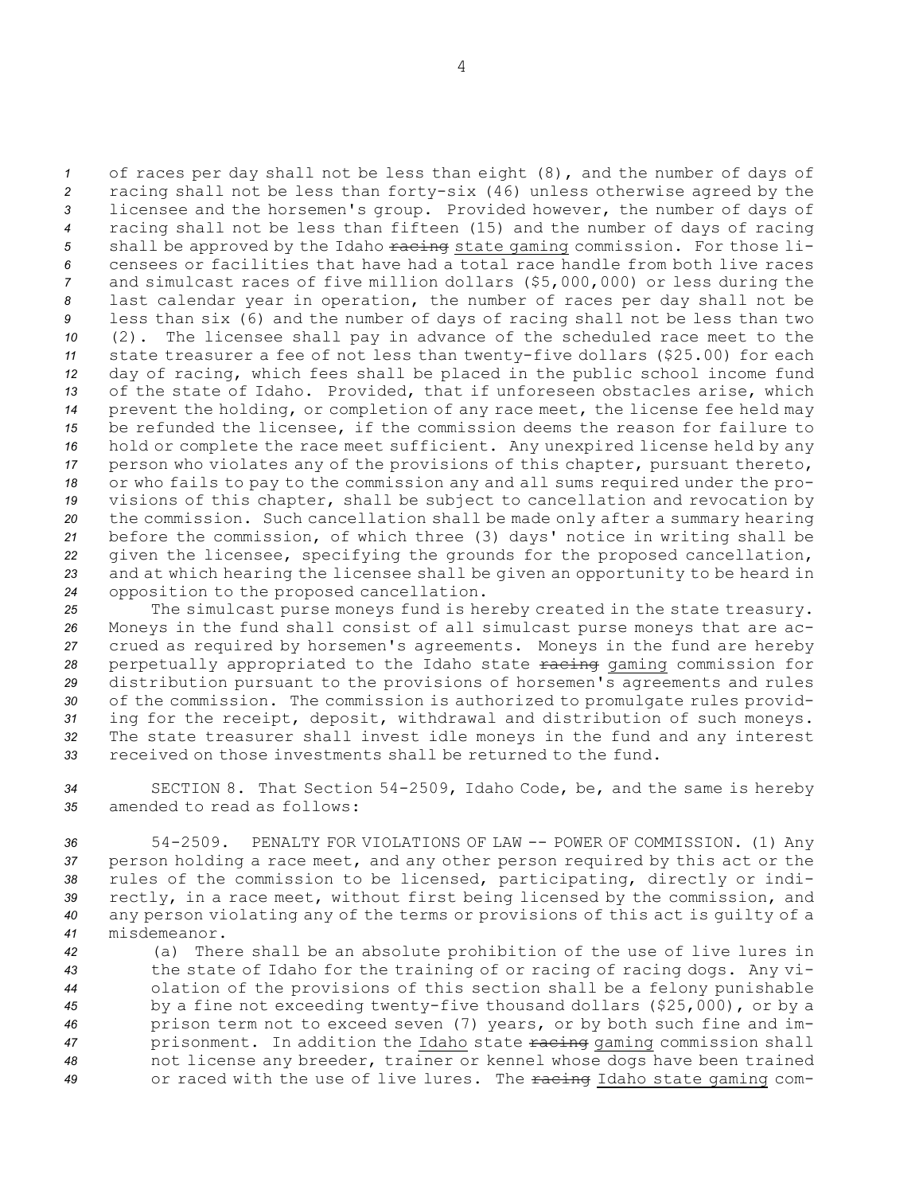of races per day shall not be less than eight (8), and the number of days of racing shall not be less than forty-six (46) unless otherwise agreed by the licensee and the horsemen's group. Provided however, the number of days of racing shall not be less than fifteen (15) and the number of days of racing shall be approved by the Idaho ~~racing~~ state gaming commission. For those licensees or facilities that have had a total race handle from both live races and simulcast races of five million dollars ($5,000,000) or less during the last calendar year in operation, the number of races per day shall not be less than six (6) and the number of days of racing shall not be less than two (2). The licensee shall pay in advance of the scheduled race meet to the state treasurer a fee of not less than twenty-five dollars ($25.00) for each day of racing, which fees shall be placed in the public school income fund of the state of Idaho. Provided, that if unforeseen obstacles arise, which prevent the holding, or completion of any race meet, the license fee held may be refunded the licensee, if the commission deems the reason for failure to hold or complete the race meet sufficient. Any unexpired license held by any person who violates any of the provisions of this chapter, pursuant thereto, or who fails to pay to the commission any and all sums required under the provisions of this chapter, shall be subject to cancellation and revocation by the commission. Such cancellation shall be made only after a summary hearing before the commission, of which three (3) days' notice in writing shall be given the licensee, specifying the grounds for the proposed cancellation, and at which hearing the licensee shall be given an opportunity to be heard in opposition to the proposed cancellation.

The simulcast purse moneys fund is hereby created in the state treasury. Moneys in the fund shall consist of all simulcast purse moneys that are accrued as required by horsemen's agreements. Moneys in the fund are hereby perpetually appropriated to the Idaho state ~~racing~~ gaming commission for distribution pursuant to the provisions of horsemen's agreements and rules of the commission. The commission is authorized to promulgate rules providing for the receipt, deposit, withdrawal and distribution of such moneys. The state treasurer shall invest idle moneys in the fund and any interest received on those investments shall be returned to the fund.

SECTION 8. That Section 54-2509, Idaho Code, be, and the same is hereby amended to read as follows:

54-2509. PENALTY FOR VIOLATIONS OF LAW -- POWER OF COMMISSION. (1) Any person holding a race meet, and any other person required by this act or the rules of the commission to be licensed, participating, directly or indirectly, in a race meet, without first being licensed by the commission, and any person violating any of the terms or provisions of this act is guilty of a misdemeanor.

(a) There shall be an absolute prohibition of the use of live lures in the state of Idaho for the training of or racing of racing dogs. Any violation of the provisions of this section shall be a felony punishable by a fine not exceeding twenty-five thousand dollars ($25,000), or by a prison term not to exceed seven (7) years, or by both such fine and imprisonment. In addition the Idaho state ~~racing~~ gaming commission shall not license any breeder, trainer or kennel whose dogs have been trained or raced with the use of live lures. The ~~racing~~ Idaho state gaming com-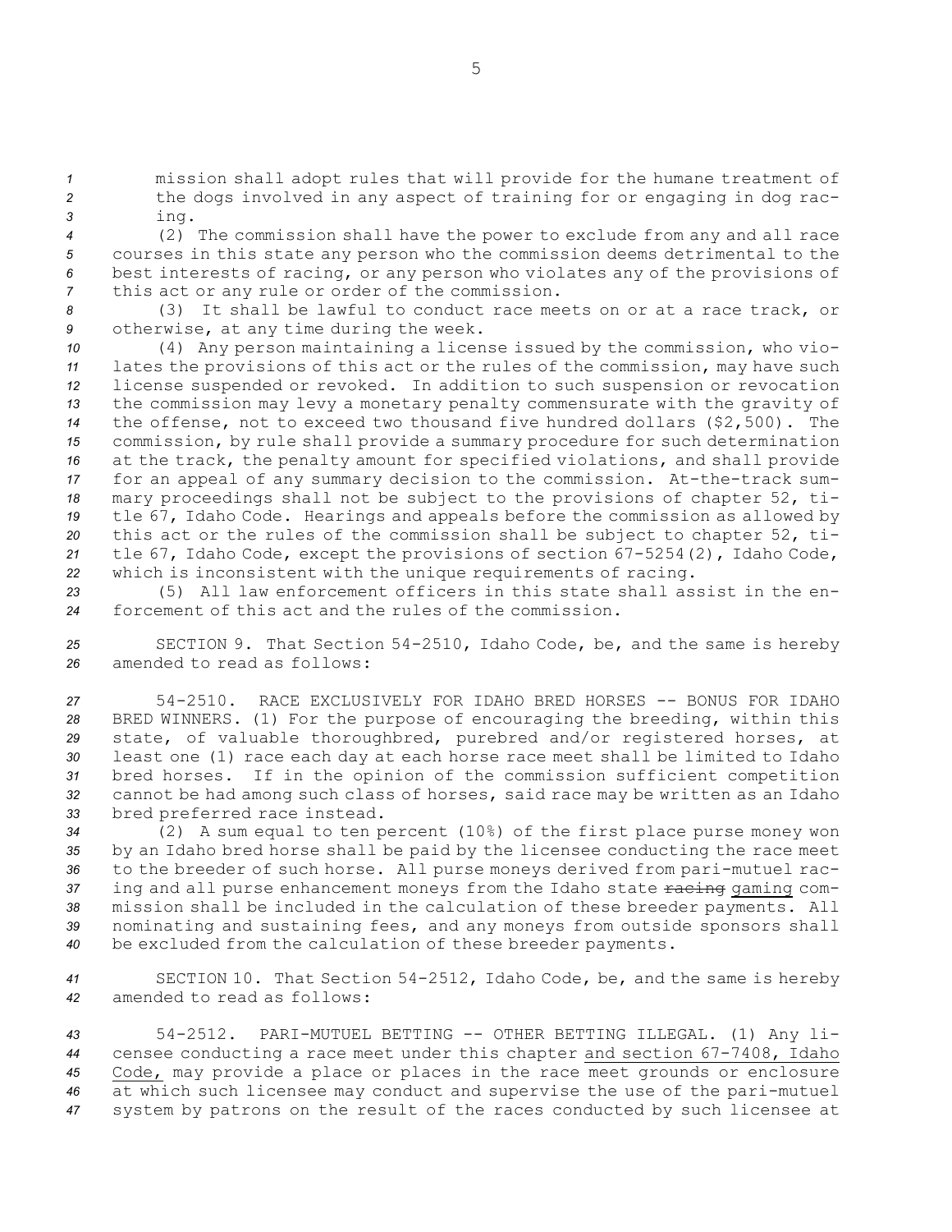mission shall adopt rules that will provide for the humane treatment of the dogs involved in any aspect of training for or engaging in dog racing.

(2) The commission shall have the power to exclude from any and all race courses in this state any person who the commission deems detrimental to the best interests of racing, or any person who violates any of the provisions of this act or any rule or order of the commission.

(3) It shall be lawful to conduct race meets on or at a race track, or otherwise, at any time during the week.

(4) Any person maintaining a license issued by the commission, who violates the provisions of this act or the rules of the commission, may have such license suspended or revoked. In addition to such suspension or revocation the commission may levy a monetary penalty commensurate with the gravity of the offense, not to exceed two thousand five hundred dollars ($2,500). The commission, by rule shall provide a summary procedure for such determination at the track, the penalty amount for specified violations, and shall provide for an appeal of any summary decision to the commission. At-the-track summary proceedings shall not be subject to the provisions of chapter 52, title 67, Idaho Code. Hearings and appeals before the commission as allowed by this act or the rules of the commission shall be subject to chapter 52, title 67, Idaho Code, except the provisions of section 67-5254(2), Idaho Code, which is inconsistent with the unique requirements of racing.

(5) All law enforcement officers in this state shall assist in the enforcement of this act and the rules of the commission.

SECTION 9. That Section 54-2510, Idaho Code, be, and the same is hereby amended to read as follows:

54-2510. RACE EXCLUSIVELY FOR IDAHO BRED HORSES -- BONUS FOR IDAHO BRED WINNERS. (1) For the purpose of encouraging the breeding, within this state, of valuable thoroughbred, purebred and/or registered horses, at least one (1) race each day at each horse race meet shall be limited to Idaho bred horses. If in the opinion of the commission sufficient competition cannot be had among such class of horses, said race may be written as an Idaho bred preferred race instead.

(2) A sum equal to ten percent (10%) of the first place purse money won by an Idaho bred horse shall be paid by the licensee conducting the race meet to the breeder of such horse. All purse moneys derived from pari-mutuel racing and all purse enhancement moneys from the Idaho state ~~racing~~ <u>gaming</u> commission shall be included in the calculation of these breeder payments. All nominating and sustaining fees, and any moneys from outside sponsors shall be excluded from the calculation of these breeder payments.

SECTION 10. That Section 54-2512, Idaho Code, be, and the same is hereby amended to read as follows:

54-2512. PARI-MUTUEL BETTING -- OTHER BETTING ILLEGAL. (1) Any licensee conducting a race meet under this chapter <u>and section 67-7408, Idaho Code,</u> may provide a place or places in the race meet grounds or enclosure at which such licensee may conduct and supervise the use of the pari-mutuel system by patrons on the result of the races conducted by such licensee at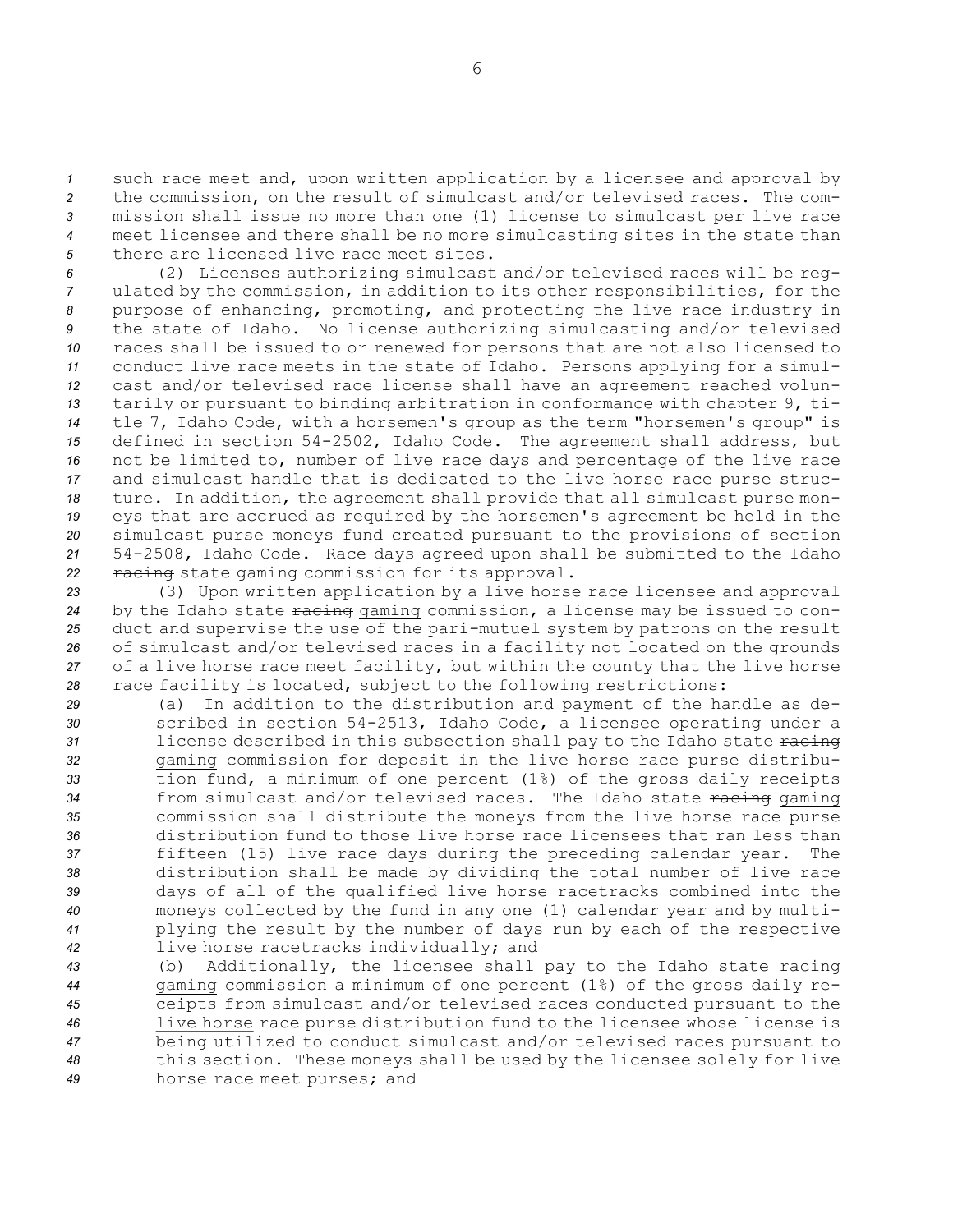such race meet and, upon written application by a licensee and approval by the commission, on the result of simulcast and/or televised races. The commission shall issue no more than one (1) license to simulcast per live race meet licensee and there shall be no more simulcasting sites in the state than there are licensed live race meet sites.

(2) Licenses authorizing simulcast and/or televised races will be regulated by the commission, in addition to its other responsibilities, for the purpose of enhancing, promoting, and protecting the live race industry in the state of Idaho. No license authorizing simulcasting and/or televised races shall be issued to or renewed for persons that are not also licensed to conduct live race meets in the state of Idaho. Persons applying for a simulcast and/or televised race license shall have an agreement reached voluntarily or pursuant to binding arbitration in conformance with chapter 9, title 7, Idaho Code, with a horsemen's group as the term "horsemen's group" is defined in section 54-2502, Idaho Code. The agreement shall address, but not be limited to, number of live race days and percentage of the live race and simulcast handle that is dedicated to the live horse race purse structure. In addition, the agreement shall provide that all simulcast purse moneys that are accrued as required by the horsemen's agreement be held in the simulcast purse moneys fund created pursuant to the provisions of section 54-2508, Idaho Code. Race days agreed upon shall be submitted to the Idaho ~~racing~~ state gaming commission for its approval.

(3) Upon written application by a live horse race licensee and approval by the Idaho state ~~racing~~ gaming commission, a license may be issued to conduct and supervise the use of the pari-mutuel system by patrons on the result of simulcast and/or televised races in a facility not located on the grounds of a live horse race meet facility, but within the county that the live horse race facility is located, subject to the following restrictions:

(a) In addition to the distribution and payment of the handle as described in section 54-2513, Idaho Code, a licensee operating under a license described in this subsection shall pay to the Idaho state ~~racing~~ gaming commission for deposit in the live horse race purse distribution fund, a minimum of one percent (1%) of the gross daily receipts from simulcast and/or televised races. The Idaho state ~~racing~~ gaming commission shall distribute the moneys from the live horse race purse distribution fund to those live horse race licensees that ran less than fifteen (15) live race days during the preceding calendar year. The distribution shall be made by dividing the total number of live race days of all of the qualified live horse racetracks combined into the moneys collected by the fund in any one (1) calendar year and by multiplying the result by the number of days run by each of the respective live horse racetracks individually; and

(b) Additionally, the licensee shall pay to the Idaho state ~~racing~~ gaming commission a minimum of one percent (1%) of the gross daily receipts from simulcast and/or televised races conducted pursuant to the live horse race purse distribution fund to the licensee whose license is being utilized to conduct simulcast and/or televised races pursuant to this section. These moneys shall be used by the licensee solely for live horse race meet purses; and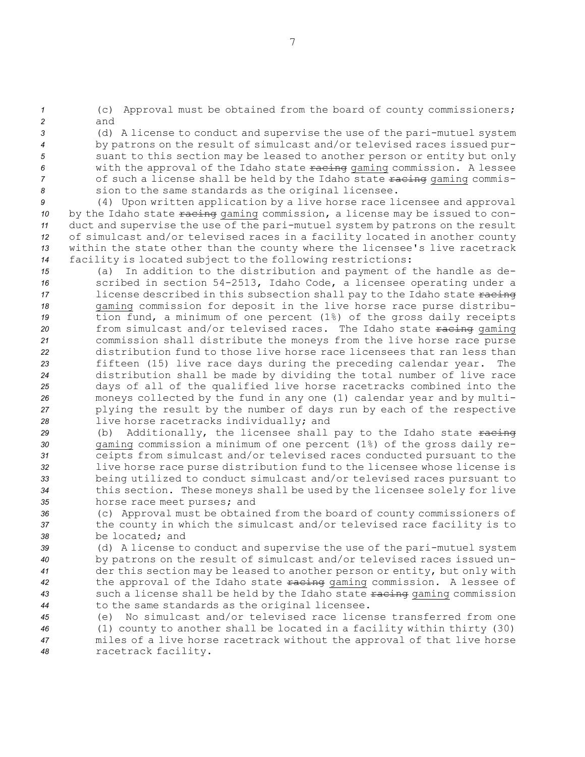(c) Approval must be obtained from the board of county commissioners; and

(d) A license to conduct and supervise the use of the pari-mutuel system by patrons on the result of simulcast and/or televised races issued pursuant to this section may be leased to another person or entity but only with the approval of the Idaho state ~~racing~~ gaming commission. A lessee of such a license shall be held by the Idaho state ~~racing~~ gaming commission to the same standards as the original licensee.

(4) Upon written application by a live horse race licensee and approval by the Idaho state ~~racing~~ gaming commission, a license may be issued to conduct and supervise the use of the pari-mutuel system by patrons on the result of simulcast and/or televised races in a facility located in another county within the state other than the county where the licensee's live racetrack facility is located subject to the following restrictions:

(a) In addition to the distribution and payment of the handle as described in section 54-2513, Idaho Code, a licensee operating under a license described in this subsection shall pay to the Idaho state ~~racing~~ gaming commission for deposit in the live horse race purse distribution fund, a minimum of one percent (1%) of the gross daily receipts from simulcast and/or televised races. The Idaho state ~~racing~~ gaming commission shall distribute the moneys from the live horse race purse distribution fund to those live horse race licensees that ran less than fifteen (15) live race days during the preceding calendar year. The distribution shall be made by dividing the total number of live race days of all of the qualified live horse racetracks combined into the moneys collected by the fund in any one (1) calendar year and by multiplying the result by the number of days run by each of the respective live horse racetracks individually; and

(b) Additionally, the licensee shall pay to the Idaho state ~~racing~~ gaming commission a minimum of one percent (1%) of the gross daily receipts from simulcast and/or televised races conducted pursuant to the live horse race purse distribution fund to the licensee whose license is being utilized to conduct simulcast and/or televised races pursuant to this section. These moneys shall be used by the licensee solely for live horse race meet purses; and

(c) Approval must be obtained from the board of county commissioners of the county in which the simulcast and/or televised race facility is to be located; and

(d) A license to conduct and supervise the use of the pari-mutuel system by patrons on the result of simulcast and/or televised races issued under this section may be leased to another person or entity, but only with the approval of the Idaho state ~~racing~~ gaming commission. A lessee of such a license shall be held by the Idaho state ~~racing~~ gaming commission to the same standards as the original licensee.

(e) No simulcast and/or televised race license transferred from one (1) county to another shall be located in a facility within thirty (30) miles of a live horse racetrack without the approval of that live horse racetrack facility.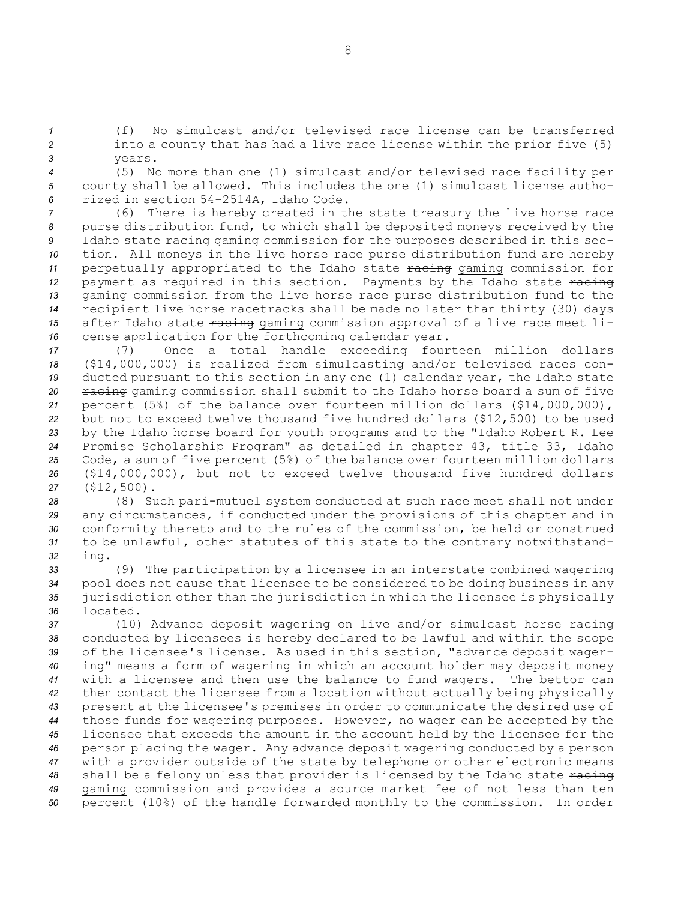(f) No simulcast and/or televised race license can be transferred into a county that has had a live race license within the prior five (5) years.

(5) No more than one (1) simulcast and/or televised race facility per county shall be allowed. This includes the one (1) simulcast license authorized in section 54-2514A, Idaho Code.

(6) There is hereby created in the state treasury the live horse race purse distribution fund, to which shall be deposited moneys received by the Idaho state ~~racing~~ gaming commission for the purposes described in this section. All moneys in the live horse race purse distribution fund are hereby perpetually appropriated to the Idaho state ~~racing~~ gaming commission for payment as required in this section. Payments by the Idaho state ~~racing~~ gaming commission from the live horse race purse distribution fund to the recipient live horse racetracks shall be made no later than thirty (30) days after Idaho state ~~racing~~ gaming commission approval of a live race meet license application for the forthcoming calendar year.

(7) Once a total handle exceeding fourteen million dollars ($14,000,000) is realized from simulcasting and/or televised races conducted pursuant to this section in any one (1) calendar year, the Idaho state ~~racing~~ gaming commission shall submit to the Idaho horse board a sum of five percent (5%) of the balance over fourteen million dollars ($14,000,000), but not to exceed twelve thousand five hundred dollars ($12,500) to be used by the Idaho horse board for youth programs and to the "Idaho Robert R. Lee Promise Scholarship Program" as detailed in chapter 43, title 33, Idaho Code, a sum of five percent (5%) of the balance over fourteen million dollars ($14,000,000), but not to exceed twelve thousand five hundred dollars ($12,500).

(8) Such pari-mutuel system conducted at such race meet shall not under any circumstances, if conducted under the provisions of this chapter and in conformity thereto and to the rules of the commission, be held or construed to be unlawful, other statutes of this state to the contrary notwithstanding.

(9) The participation by a licensee in an interstate combined wagering pool does not cause that licensee to be considered to be doing business in any jurisdiction other than the jurisdiction in which the licensee is physically located.

(10) Advance deposit wagering on live and/or simulcast horse racing conducted by licensees is hereby declared to be lawful and within the scope of the licensee's license. As used in this section, "advance deposit wagering" means a form of wagering in which an account holder may deposit money with a licensee and then use the balance to fund wagers. The bettor can then contact the licensee from a location without actually being physically present at the licensee's premises in order to communicate the desired use of those funds for wagering purposes. However, no wager can be accepted by the licensee that exceeds the amount in the account held by the licensee for the person placing the wager. Any advance deposit wagering conducted by a person with a provider outside of the state by telephone or other electronic means shall be a felony unless that provider is licensed by the Idaho state ~~racing~~ gaming commission and provides a source market fee of not less than ten percent (10%) of the handle forwarded monthly to the commission. In order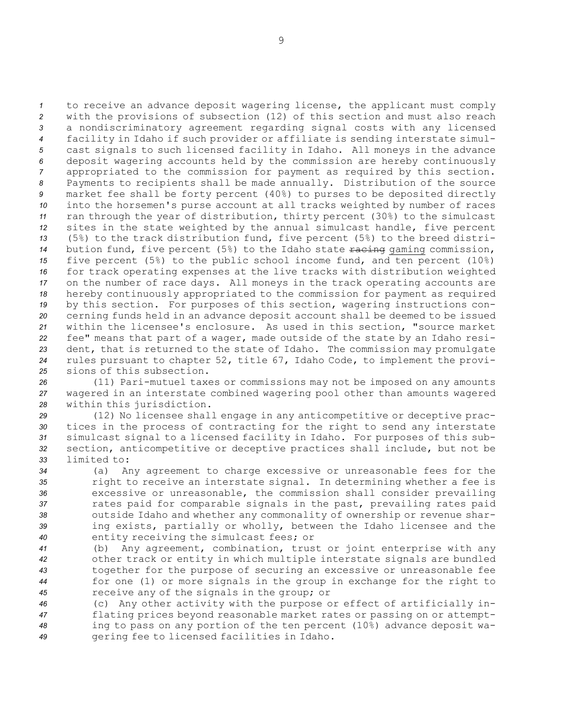to receive an advance deposit wagering license, the applicant must comply with the provisions of subsection (12) of this section and must also reach a nondiscriminatory agreement regarding signal costs with any licensed facility in Idaho if such provider or affiliate is sending interstate simulcast signals to such licensed facility in Idaho. All moneys in the advance deposit wagering accounts held by the commission are hereby continuously appropriated to the commission for payment as required by this section. Payments to recipients shall be made annually. Distribution of the source market fee shall be forty percent (40%) to purses to be deposited directly into the horsemen's purse account at all tracks weighted by number of races ran through the year of distribution, thirty percent (30%) to the simulcast sites in the state weighted by the annual simulcast handle, five percent (5%) to the track distribution fund, five percent (5%) to the breed distribution fund, five percent (5%) to the Idaho state ~~racing~~ gaming commission, five percent (5%) to the public school income fund, and ten percent (10%) for track operating expenses at the live tracks with distribution weighted on the number of race days. All moneys in the track operating accounts are hereby continuously appropriated to the commission for payment as required by this section. For purposes of this section, wagering instructions concerning funds held in an advance deposit account shall be deemed to be issued within the licensee's enclosure. As used in this section, "source market fee" means that part of a wager, made outside of the state by an Idaho resident, that is returned to the state of Idaho. The commission may promulgate rules pursuant to chapter 52, title 67, Idaho Code, to implement the provisions of this subsection.

(11) Pari-mutuel taxes or commissions may not be imposed on any amounts wagered in an interstate combined wagering pool other than amounts wagered within this jurisdiction.

(12) No licensee shall engage in any anticompetitive or deceptive practices in the process of contracting for the right to send any interstate simulcast signal to a licensed facility in Idaho. For purposes of this subsection, anticompetitive or deceptive practices shall include, but not be limited to:

(a) Any agreement to charge excessive or unreasonable fees for the right to receive an interstate signal. In determining whether a fee is excessive or unreasonable, the commission shall consider prevailing rates paid for comparable signals in the past, prevailing rates paid outside Idaho and whether any commonality of ownership or revenue sharing exists, partially or wholly, between the Idaho licensee and the entity receiving the simulcast fees; or

(b) Any agreement, combination, trust or joint enterprise with any other track or entity in which multiple interstate signals are bundled together for the purpose of securing an excessive or unreasonable fee for one (1) or more signals in the group in exchange for the right to receive any of the signals in the group; or

(c) Any other activity with the purpose or effect of artificially inflating prices beyond reasonable market rates or passing on or attempting to pass on any portion of the ten percent (10%) advance deposit wagering fee to licensed facilities in Idaho.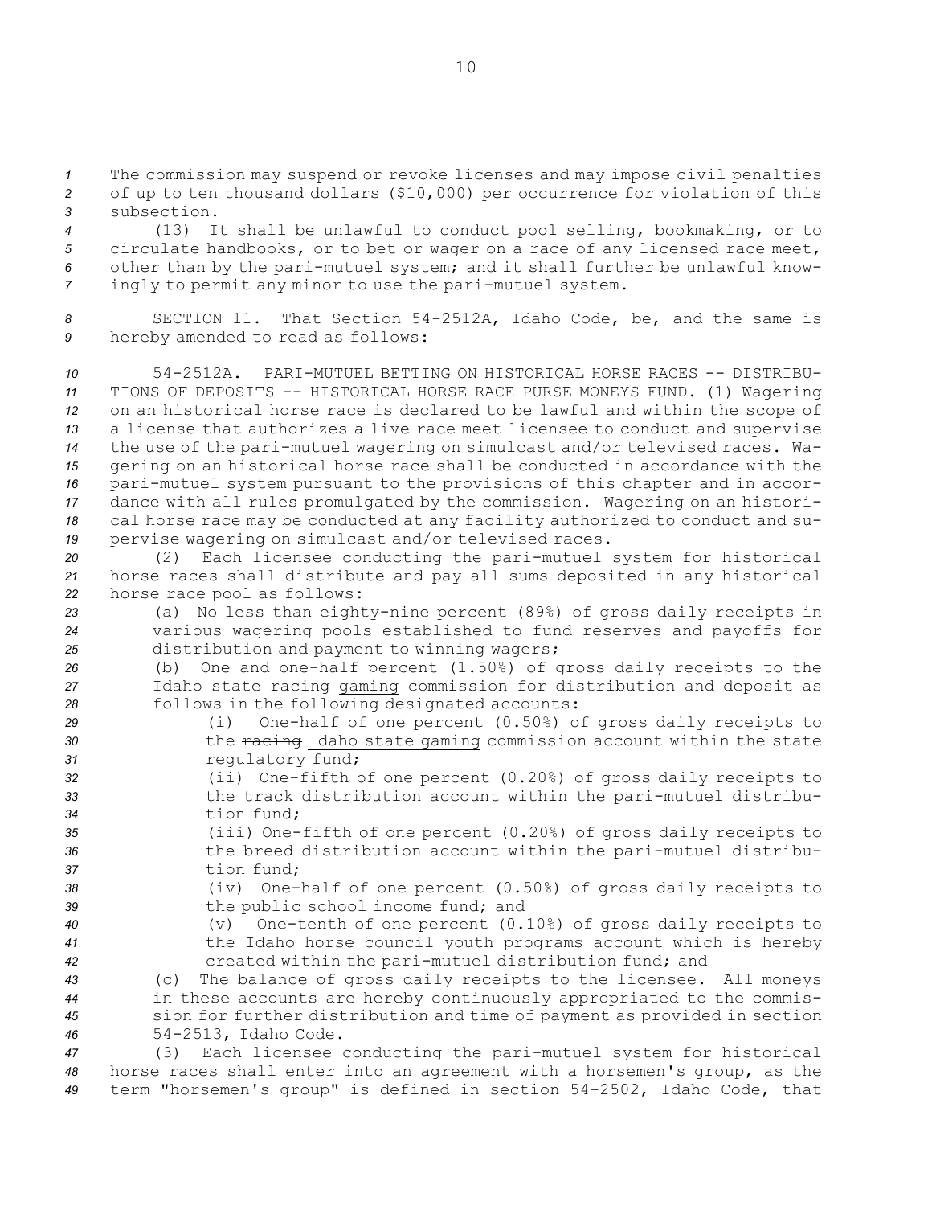The commission may suspend or revoke licenses and may impose civil penalties of up to ten thousand dollars ($10,000) per occurrence for violation of this subsection.

(13) It shall be unlawful to conduct pool selling, bookmaking, or to circulate handbooks, or to bet or wager on a race of any licensed race meet, other than by the pari-mutuel system; and it shall further be unlawful knowingly to permit any minor to use the pari-mutuel system.

SECTION 11. That Section 54-2512A, Idaho Code, be, and the same is hereby amended to read as follows:

54-2512A. PARI-MUTUEL BETTING ON HISTORICAL HORSE RACES -- DISTRIBUTIONS OF DEPOSITS -- HISTORICAL HORSE RACE PURSE MONEYS FUND. (1) Wagering on an historical horse race is declared to be lawful and within the scope of a license that authorizes a live race meet licensee to conduct and supervise the use of the pari-mutuel wagering on simulcast and/or televised races. Wagering on an historical horse race shall be conducted in accordance with the pari-mutuel system pursuant to the provisions of this chapter and in accordance with all rules promulgated by the commission. Wagering on an historical horse race may be conducted at any facility authorized to conduct and supervise wagering on simulcast and/or televised races.

(2) Each licensee conducting the pari-mutuel system for historical horse races shall distribute and pay all sums deposited in any historical horse race pool as follows:

(a) No less than eighty-nine percent (89%) of gross daily receipts in various wagering pools established to fund reserves and payoffs for distribution and payment to winning wagers;

(b) One and one-half percent (1.50%) of gross daily receipts to the Idaho state ~~racing~~ gaming commission for distribution and deposit as follows in the following designated accounts:

(i) One-half of one percent (0.50%) of gross daily receipts to the ~~racing~~ Idaho state gaming commission account within the state regulatory fund;

(ii) One-fifth of one percent (0.20%) of gross daily receipts to the track distribution account within the pari-mutuel distribution fund;

(iii) One-fifth of one percent (0.20%) of gross daily receipts to the breed distribution account within the pari-mutuel distribution fund;

(iv) One-half of one percent (0.50%) of gross daily receipts to the public school income fund; and

(v) One-tenth of one percent (0.10%) of gross daily receipts to the Idaho horse council youth programs account which is hereby created within the pari-mutuel distribution fund; and

(c) The balance of gross daily receipts to the licensee. All moneys in these accounts are hereby continuously appropriated to the commission for further distribution and time of payment as provided in section 54-2513, Idaho Code.

(3) Each licensee conducting the pari-mutuel system for historical horse races shall enter into an agreement with a horsemen's group, as the term "horsemen's group" is defined in section 54-2502, Idaho Code, that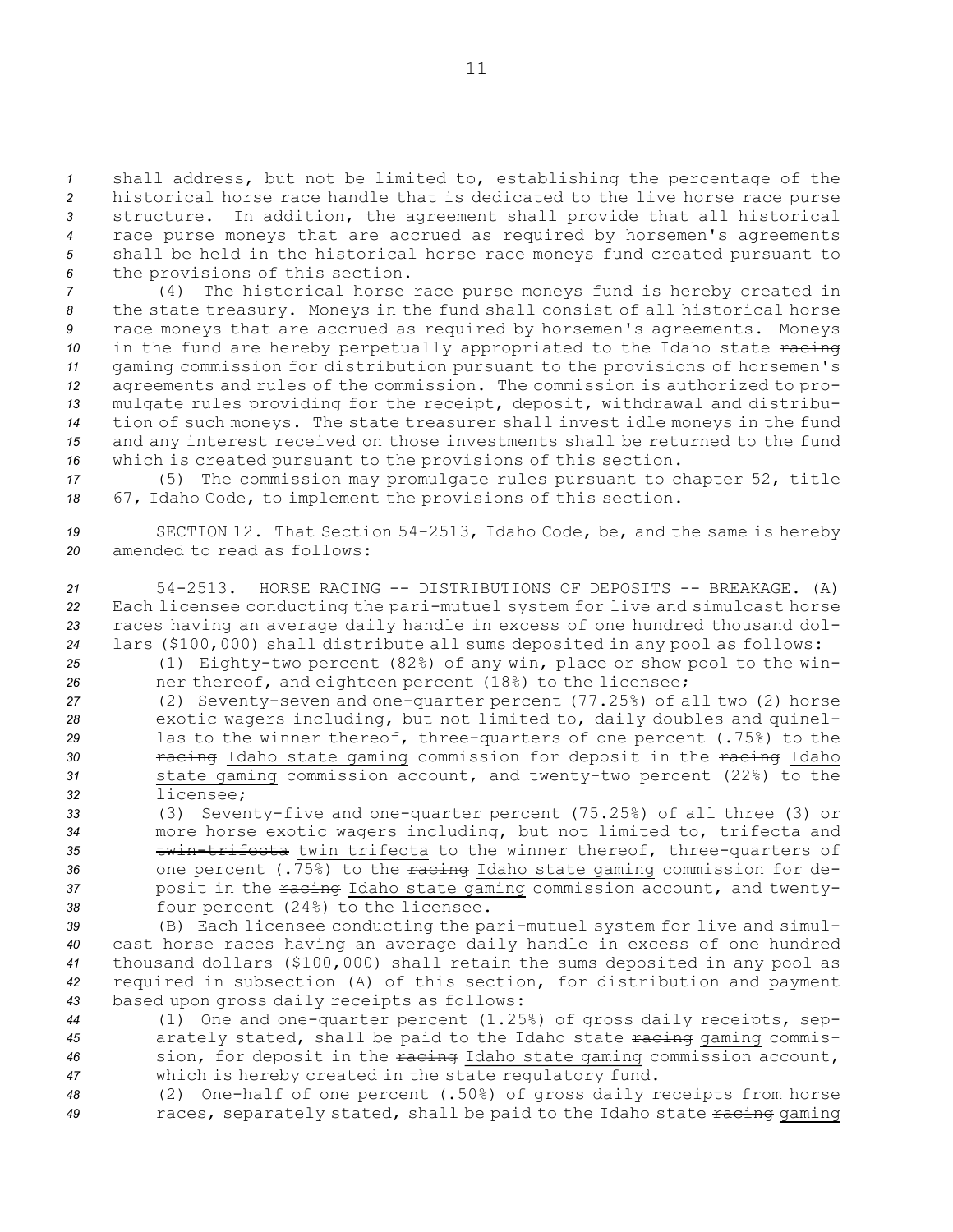shall address, but not be limited to, establishing the percentage of the historical horse race handle that is dedicated to the live horse race purse structure. In addition, the agreement shall provide that all historical race purse moneys that are accrued as required by horsemen's agreements shall be held in the historical horse race moneys fund created pursuant to the provisions of this section.

(4) The historical horse race purse moneys fund is hereby created in the state treasury. Moneys in the fund shall consist of all historical horse race moneys that are accrued as required by horsemen's agreements. Moneys in the fund are hereby perpetually appropriated to the Idaho state ~~racing~~ gaming commission for distribution pursuant to the provisions of horsemen's agreements and rules of the commission. The commission is authorized to promulgate rules providing for the receipt, deposit, withdrawal and distribution of such moneys. The state treasurer shall invest idle moneys in the fund and any interest received on those investments shall be returned to the fund which is created pursuant to the provisions of this section.

(5) The commission may promulgate rules pursuant to chapter 52, title 67, Idaho Code, to implement the provisions of this section.

SECTION 12. That Section 54-2513, Idaho Code, be, and the same is hereby amended to read as follows:

54-2513. HORSE RACING -- DISTRIBUTIONS OF DEPOSITS -- BREAKAGE. (A) Each licensee conducting the pari-mutuel system for live and simulcast horse races having an average daily handle in excess of one hundred thousand dollars ($100,000) shall distribute all sums deposited in any pool as follows:

(1) Eighty-two percent (82%) of any win, place or show pool to the winner thereof, and eighteen percent (18%) to the licensee;

(2) Seventy-seven and one-quarter percent (77.25%) of all two (2) horse exotic wagers including, but not limited to, daily doubles and quinellas to the winner thereof, three-quarters of one percent (.75%) to the ~~racing~~ Idaho state gaming commission for deposit in the ~~racing~~ Idaho state gaming commission account, and twenty-two percent (22%) to the licensee;

(3) Seventy-five and one-quarter percent (75.25%) of all three (3) or more horse exotic wagers including, but not limited to, trifecta and ~~twin-trifecta~~ twin trifecta to the winner thereof, three-quarters of one percent (.75%) to the ~~racing~~ Idaho state gaming commission for deposit in the ~~racing~~ Idaho state gaming commission account, and twenty-four percent (24%) to the licensee.

(B) Each licensee conducting the pari-mutuel system for live and simulcast horse races having an average daily handle in excess of one hundred thousand dollars ($100,000) shall retain the sums deposited in any pool as required in subsection (A) of this section, for distribution and payment based upon gross daily receipts as follows:

(1) One and one-quarter percent (1.25%) of gross daily receipts, separately stated, shall be paid to the Idaho state ~~racing~~ gaming commission, for deposit in the ~~racing~~ Idaho state gaming commission account, which is hereby created in the state regulatory fund.

(2) One-half of one percent (.50%) of gross daily receipts from horse races, separately stated, shall be paid to the Idaho state ~~racing~~ gaming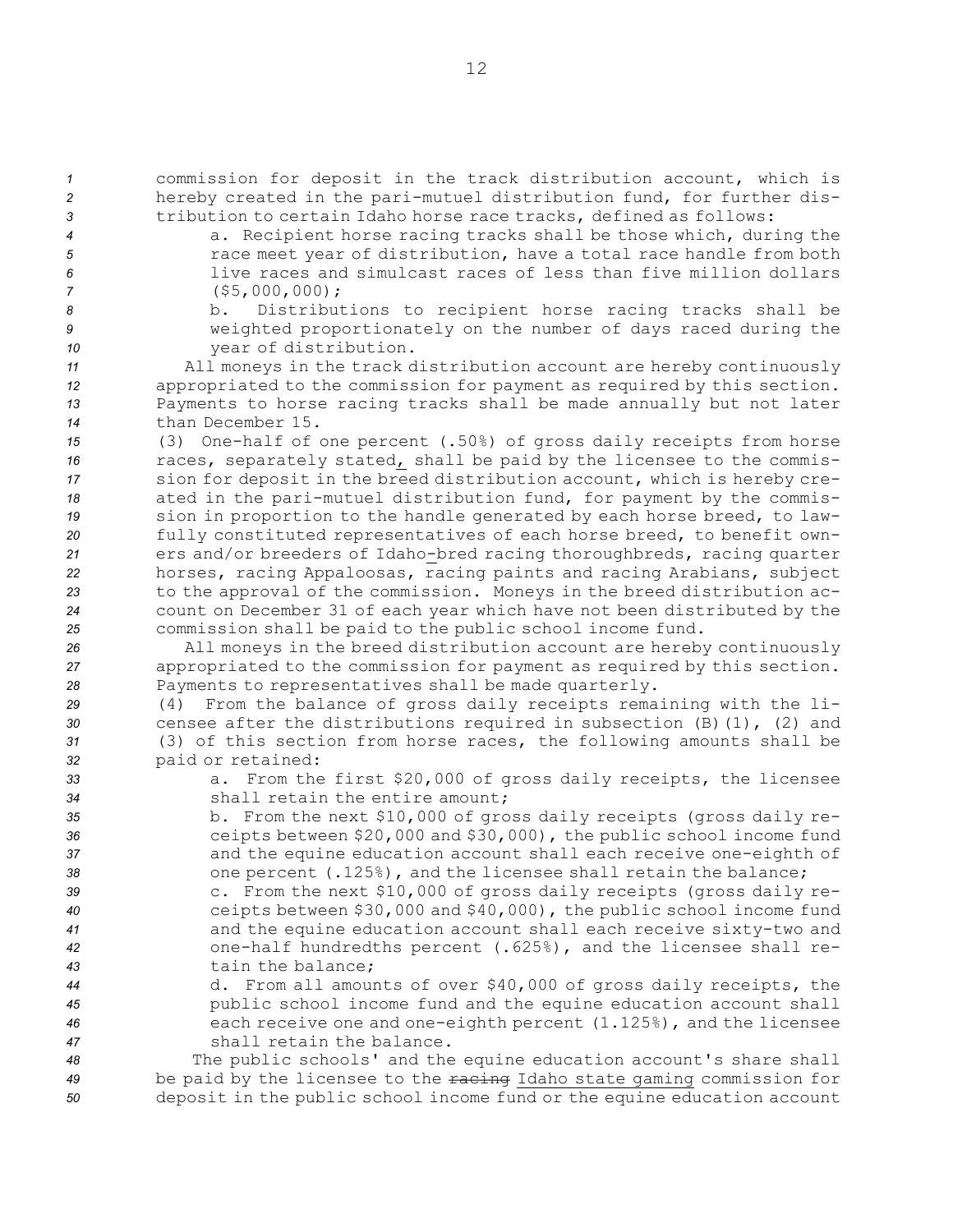commission for deposit in the track distribution account, which is hereby created in the pari-mutuel distribution fund, for further distribution to certain Idaho horse race tracks, defined as follows:

a. Recipient horse racing tracks shall be those which, during the race meet year of distribution, have a total race handle from both live races and simulcast races of less than five million dollars ($5,000,000);

b. Distributions to recipient horse racing tracks shall be weighted proportionately on the number of days raced during the year of distribution.

All moneys in the track distribution account are hereby continuously appropriated to the commission for payment as required by this section. Payments to horse racing tracks shall be made annually but not later than December 15.

(3) One-half of one percent (.50%) of gross daily receipts from horse races, separately stated, shall be paid by the licensee to the commission for deposit in the breed distribution account, which is hereby created in the pari-mutuel distribution fund, for payment by the commission in proportion to the handle generated by each horse breed, to lawfully constituted representatives of each horse breed, to benefit owners and/or breeders of Idaho-bred racing thoroughbreds, racing quarter horses, racing Appaloosas, racing paints and racing Arabians, subject to the approval of the commission. Moneys in the breed distribution account on December 31 of each year which have not been distributed by the commission shall be paid to the public school income fund.

All moneys in the breed distribution account are hereby continuously appropriated to the commission for payment as required by this section. Payments to representatives shall be made quarterly.

(4) From the balance of gross daily receipts remaining with the licensee after the distributions required in subsection (B)(1), (2) and (3) of this section from horse races, the following amounts shall be paid or retained:

a. From the first $20,000 of gross daily receipts, the licensee shall retain the entire amount;

b. From the next $10,000 of gross daily receipts (gross daily receipts between $20,000 and $30,000), the public school income fund and the equine education account shall each receive one-eighth of one percent (.125%), and the licensee shall retain the balance;

c. From the next $10,000 of gross daily receipts (gross daily receipts between $30,000 and $40,000), the public school income fund and the equine education account shall each receive sixty-two and one-half hundredths percent (.625%), and the licensee shall retain the balance;

d. From all amounts of over $40,000 of gross daily receipts, the public school income fund and the equine education account shall each receive one and one-eighth percent (1.125%), and the licensee shall retain the balance.

The public schools' and the equine education account's share shall be paid by the licensee to the ~~racing~~ Idaho state gaming commission for deposit in the public school income fund or the equine education account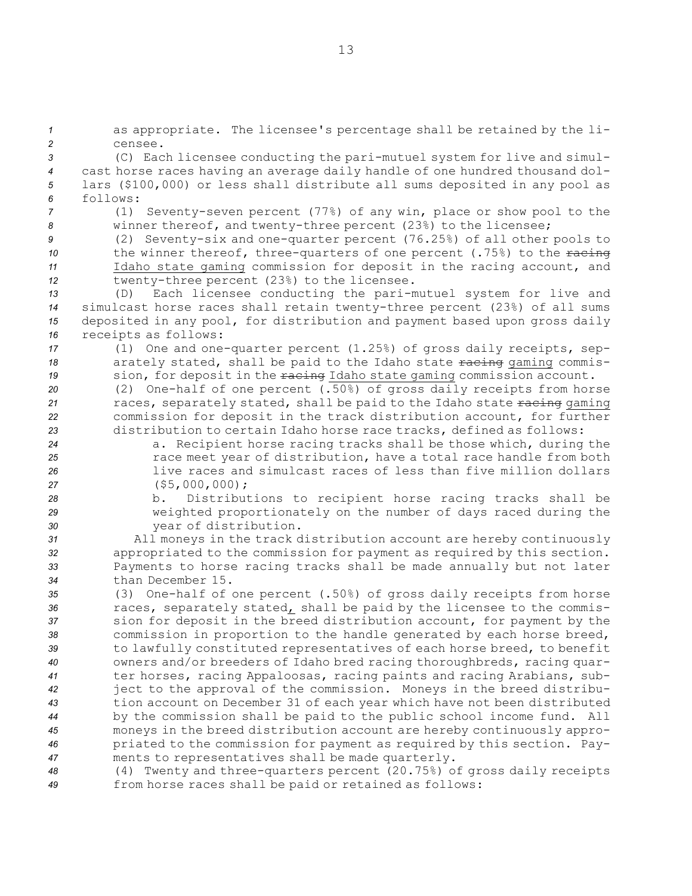as appropriate. The licensee's percentage shall be retained by the licensee.

(C) Each licensee conducting the pari-mutuel system for live and simulcast horse races having an average daily handle of one hundred thousand dollars ($100,000) or less shall distribute all sums deposited in any pool as follows:

(1) Seventy-seven percent (77%) of any win, place or show pool to the winner thereof, and twenty-three percent (23%) to the licensee;

(2) Seventy-six and one-quarter percent (76.25%) of all other pools to the winner thereof, three-quarters of one percent (.75%) to the ~~racing~~ Idaho state gaming commission for deposit in the racing account, and twenty-three percent (23%) to the licensee.

(D) Each licensee conducting the pari-mutuel system for live and simulcast horse races shall retain twenty-three percent (23%) of all sums deposited in any pool, for distribution and payment based upon gross daily receipts as follows:

(1) One and one-quarter percent (1.25%) of gross daily receipts, separately stated, shall be paid to the Idaho state ~~racing~~ gaming commission, for deposit in the ~~racing~~ Idaho state gaming commission account.

(2) One-half of one percent (.50%) of gross daily receipts from horse races, separately stated, shall be paid to the Idaho state ~~racing~~ gaming commission for deposit in the track distribution account, for further distribution to certain Idaho horse race tracks, defined as follows:

a. Recipient horse racing tracks shall be those which, during the race meet year of distribution, have a total race handle from both live races and simulcast races of less than five million dollars ($5,000,000);

b. Distributions to recipient horse racing tracks shall be weighted proportionately on the number of days raced during the year of distribution.

All moneys in the track distribution account are hereby continuously appropriated to the commission for payment as required by this section. Payments to horse racing tracks shall be made annually but not later than December 15.

(3) One-half of one percent (.50%) of gross daily receipts from horse races, separately stated, shall be paid by the licensee to the commission for deposit in the breed distribution account, for payment by the commission in proportion to the handle generated by each horse breed, to lawfully constituted representatives of each horse breed, to benefit owners and/or breeders of Idaho bred racing thoroughbreds, racing quarter horses, racing Appaloosas, racing paints and racing Arabians, subject to the approval of the commission. Moneys in the breed distribution account on December 31 of each year which have not been distributed by the commission shall be paid to the public school income fund. All moneys in the breed distribution account are hereby continuously appropriated to the commission for payment as required by this section. Payments to representatives shall be made quarterly.

(4) Twenty and three-quarters percent (20.75%) of gross daily receipts from horse races shall be paid or retained as follows: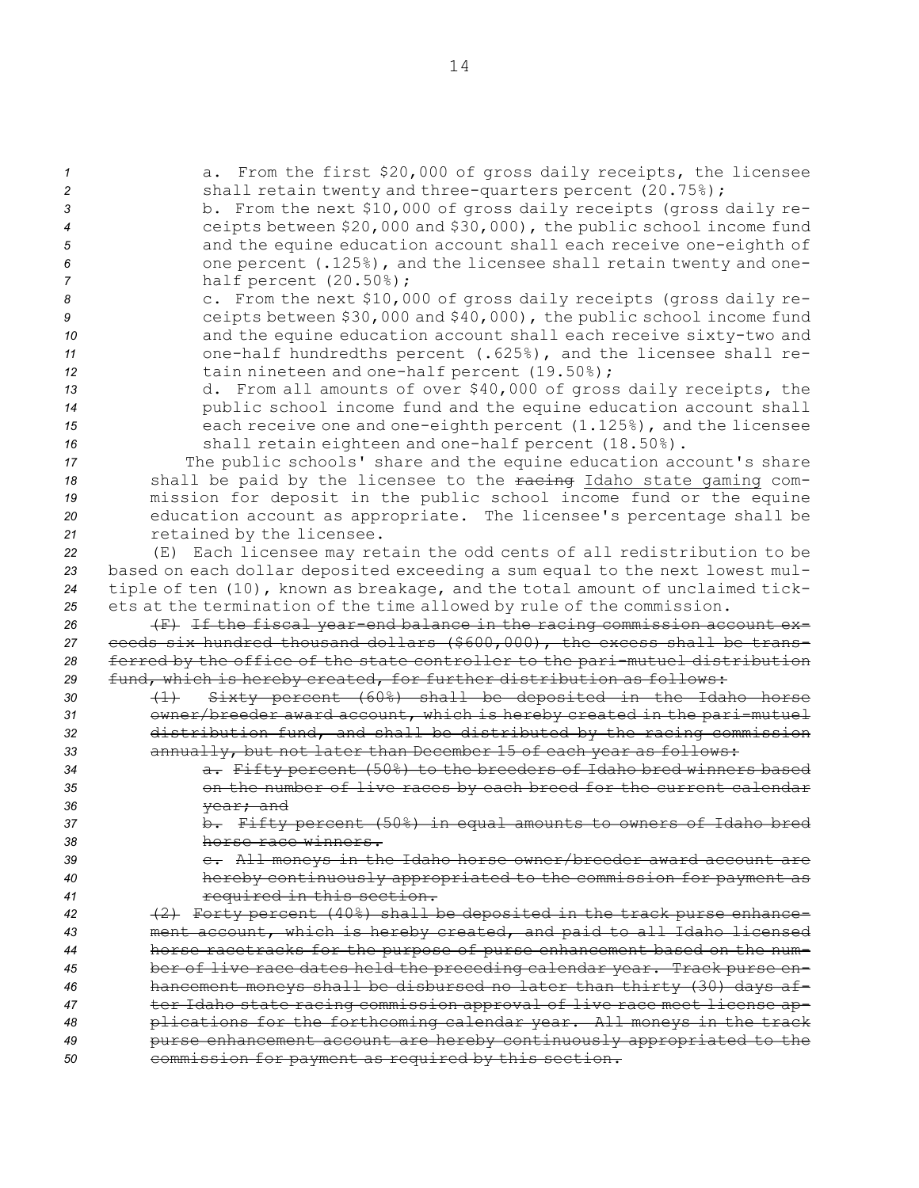a. From the first $20,000 of gross daily receipts, the licensee shall retain twenty and three-quarters percent (20.75%);

b. From the next $10,000 of gross daily receipts (gross daily receipts between $20,000 and $30,000), the public school income fund and the equine education account shall each receive one-eighth of one percent (.125%), and the licensee shall retain twenty and one-half percent (20.50%);

c. From the next $10,000 of gross daily receipts (gross daily receipts between $30,000 and $40,000), the public school income fund and the equine education account shall each receive sixty-two and one-half hundredths percent (.625%), and the licensee shall retain nineteen and one-half percent (19.50%);

d. From all amounts of over $40,000 of gross daily receipts, the public school income fund and the equine education account shall each receive one and one-eighth percent (1.125%), and the licensee shall retain eighteen and one-half percent (18.50%).

The public schools' share and the equine education account's share shall be paid by the licensee to the ~~racing~~ Idaho state gaming commission for deposit in the public school income fund or the equine education account as appropriate. The licensee's percentage shall be retained by the licensee.

(E) Each licensee may retain the odd cents of all redistribution to be based on each dollar deposited exceeding a sum equal to the next lowest multiple of ten (10), known as breakage, and the total amount of unclaimed tickets at the termination of the time allowed by rule of the commission.

~~(F) If the fiscal year-end balance in the racing commission account exceeds six hundred thousand dollars ($600,000), the excess shall be transferred by the office of the state controller to the pari-mutuel distribution fund, which is hereby created, for further distribution as follows:~~

~~(1) Sixty percent (60%) shall be deposited in the Idaho horse owner/breeder award account, which is hereby created in the pari-mutuel distribution fund, and shall be distributed by the racing commission annually, but not later than December 15 of each year as follows:~~

~~a. Fifty percent (50%) to the breeders of Idaho bred winners based on the number of live races by each breed for the current calendar year; and~~

~~b. Fifty percent (50%) in equal amounts to owners of Idaho bred horse race winners.~~

~~c. All moneys in the Idaho horse owner/breeder award account are hereby continuously appropriated to the commission for payment as required in this section.~~

~~(2) Forty percent (40%) shall be deposited in the track purse enhancement account, which is hereby created, and paid to all Idaho licensed horse racetracks for the purpose of purse enhancement based on the number of live race dates held the preceding calendar year. Track purse enhancement moneys shall be disbursed no later than thirty (30) days after Idaho state racing commission approval of live race meet license applications for the forthcoming calendar year. All moneys in the track purse enhancement account are hereby continuously appropriated to the commission for payment as required by this section.~~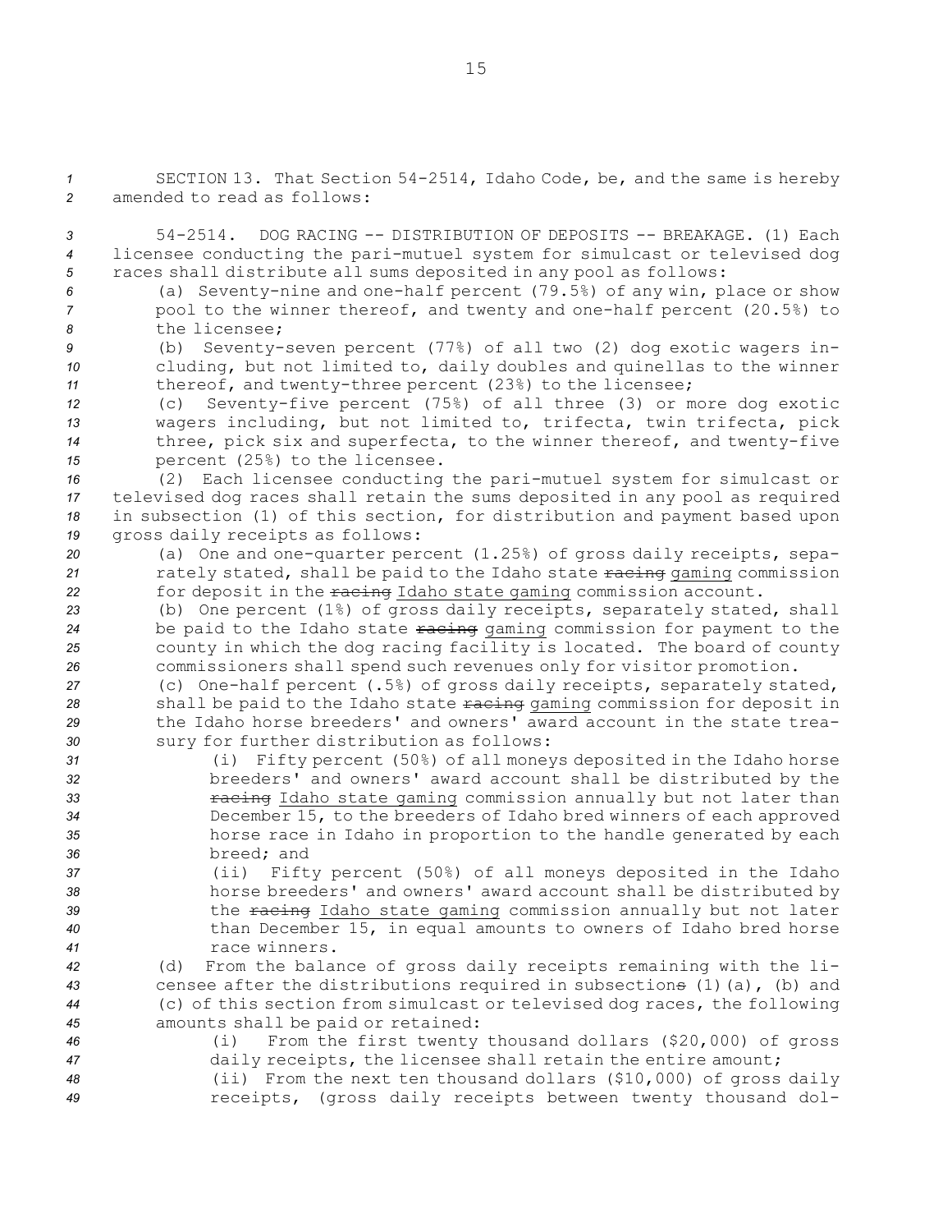SECTION 13. That Section 54-2514, Idaho Code, be, and the same is hereby amended to read as follows:

54-2514. DOG RACING -- DISTRIBUTION OF DEPOSITS -- BREAKAGE. (1) Each licensee conducting the pari-mutuel system for simulcast or televised dog races shall distribute all sums deposited in any pool as follows:

(a) Seventy-nine and one-half percent (79.5%) of any win, place or show pool to the winner thereof, and twenty and one-half percent (20.5%) to the licensee;

(b) Seventy-seven percent (77%) of all two (2) dog exotic wagers including, but not limited to, daily doubles and quinellas to the winner thereof, and twenty-three percent (23%) to the licensee;

(c) Seventy-five percent (75%) of all three (3) or more dog exotic wagers including, but not limited to, trifecta, twin trifecta, pick three, pick six and superfecta, to the winner thereof, and twenty-five percent (25%) to the licensee.

(2) Each licensee conducting the pari-mutuel system for simulcast or televised dog races shall retain the sums deposited in any pool as required in subsection (1) of this section, for distribution and payment based upon gross daily receipts as follows:

(a) One and one-quarter percent (1.25%) of gross daily receipts, separately stated, shall be paid to the Idaho state ~~racing~~ gaming commission for deposit in the ~~racing~~ Idaho state gaming commission account.

(b) One percent (1%) of gross daily receipts, separately stated, shall be paid to the Idaho state ~~racing~~ gaming commission for payment to the county in which the dog racing facility is located. The board of county commissioners shall spend such revenues only for visitor promotion.

(c) One-half percent (.5%) of gross daily receipts, separately stated, shall be paid to the Idaho state ~~racing~~ gaming commission for deposit in the Idaho horse breeders' and owners' award account in the state treasury for further distribution as follows:

(i) Fifty percent (50%) of all moneys deposited in the Idaho horse breeders' and owners' award account shall be distributed by the ~~racing~~ Idaho state gaming commission annually but not later than December 15, to the breeders of Idaho bred winners of each approved horse race in Idaho in proportion to the handle generated by each breed; and

(ii) Fifty percent (50%) of all moneys deposited in the Idaho horse breeders' and owners' award account shall be distributed by the ~~racing~~ Idaho state gaming commission annually but not later than December 15, in equal amounts to owners of Idaho bred horse race winners.

(d) From the balance of gross daily receipts remaining with the licensee after the distributions required in subsection~~s~~ (1)(a), (b) and (c) of this section from simulcast or televised dog races, the following amounts shall be paid or retained:

(i) From the first twenty thousand dollars ($20,000) of gross daily receipts, the licensee shall retain the entire amount;

(ii) From the next ten thousand dollars ($10,000) of gross daily receipts, (gross daily receipts between twenty thousand dol-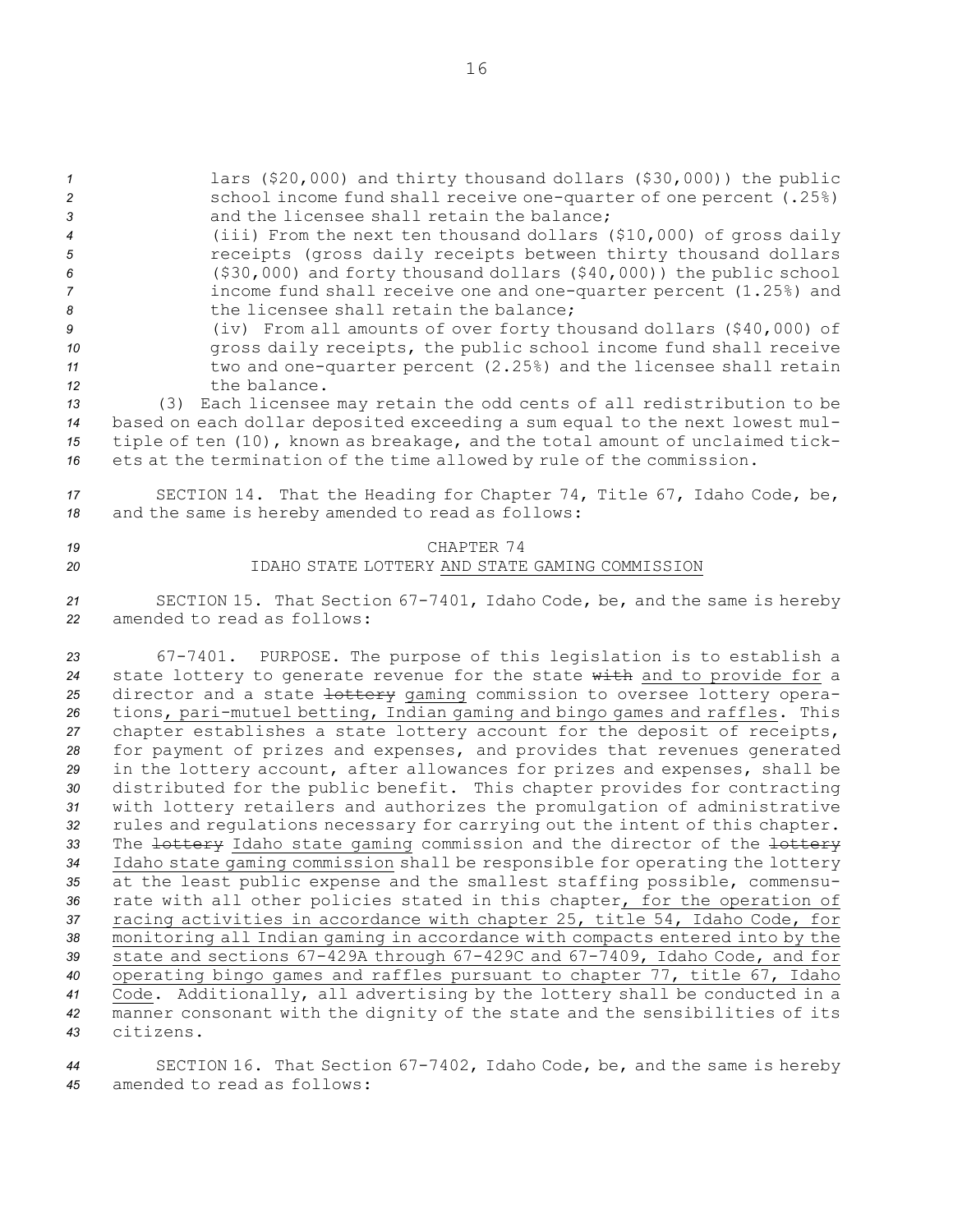lars ($20,000) and thirty thousand dollars ($30,000)) the public school income fund shall receive one-quarter of one percent (.25%) and the licensee shall retain the balance;

(iii) From the next ten thousand dollars ($10,000) of gross daily receipts (gross daily receipts between thirty thousand dollars ($30,000) and forty thousand dollars ($40,000)) the public school income fund shall receive one and one-quarter percent (1.25%) and the licensee shall retain the balance;

(iv) From all amounts of over forty thousand dollars ($40,000) of gross daily receipts, the public school income fund shall receive two and one-quarter percent (2.25%) and the licensee shall retain the balance.

(3) Each licensee may retain the odd cents of all redistribution to be based on each dollar deposited exceeding a sum equal to the next lowest multiple of ten (10), known as breakage, and the total amount of unclaimed tickets at the termination of the time allowed by rule of the commission.

SECTION 14. That the Heading for Chapter 74, Title 67, Idaho Code, be, and the same is hereby amended to read as follows:

CHAPTER 74
IDAHO STATE LOTTERY AND STATE GAMING COMMISSION

SECTION 15. That Section 67-7401, Idaho Code, be, and the same is hereby amended to read as follows:

67-7401. PURPOSE. The purpose of this legislation is to establish a state lottery to generate revenue for the state ~~with~~ and to provide for a director and a state ~~lottery~~ gaming commission to oversee lottery operations, pari-mutuel betting, Indian gaming and bingo games and raffles. This chapter establishes a state lottery account for the deposit of receipts, for payment of prizes and expenses, and provides that revenues generated in the lottery account, after allowances for prizes and expenses, shall be distributed for the public benefit. This chapter provides for contracting with lottery retailers and authorizes the promulgation of administrative rules and regulations necessary for carrying out the intent of this chapter. The ~~lottery~~ Idaho state gaming commission and the director of the ~~lottery~~ Idaho state gaming commission shall be responsible for operating the lottery at the least public expense and the smallest staffing possible, commensurate with all other policies stated in this chapter, for the operation of racing activities in accordance with chapter 25, title 54, Idaho Code, for monitoring all Indian gaming in accordance with compacts entered into by the state and sections 67-429A through 67-429C and 67-7409, Idaho Code, and for operating bingo games and raffles pursuant to chapter 77, title 67, Idaho Code. Additionally, all advertising by the lottery shall be conducted in a manner consonant with the dignity of the state and the sensibilities of its citizens.

SECTION 16. That Section 67-7402, Idaho Code, be, and the same is hereby amended to read as follows: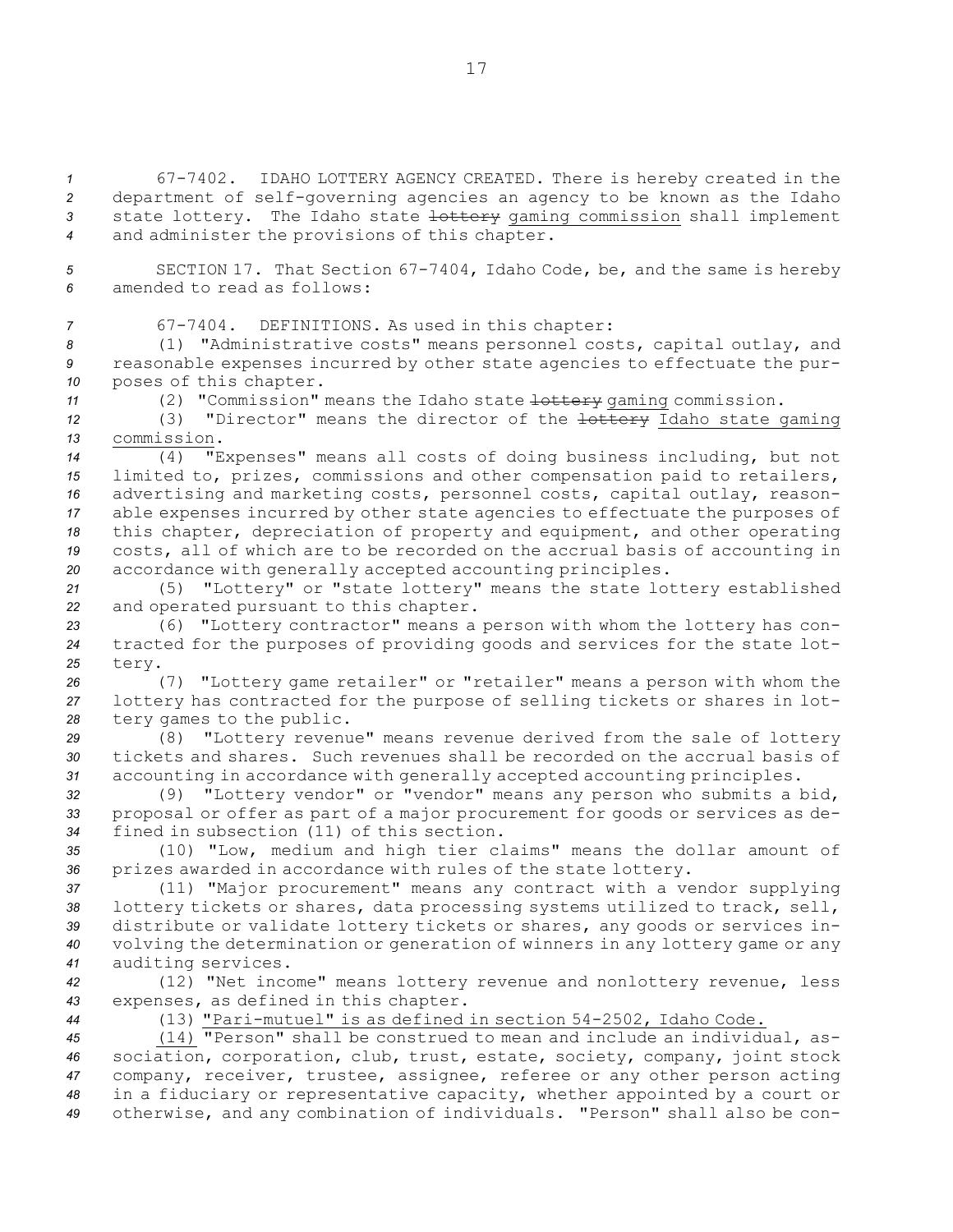67-7402. IDAHO LOTTERY AGENCY CREATED. There is hereby created in the department of self-governing agencies an agency to be known as the Idaho state lottery. The Idaho state ~~lottery~~ gaming commission shall implement and administer the provisions of this chapter.

SECTION 17. That Section 67-7404, Idaho Code, be, and the same is hereby amended to read as follows:

67-7404. DEFINITIONS. As used in this chapter:

(1) "Administrative costs" means personnel costs, capital outlay, and reasonable expenses incurred by other state agencies to effectuate the purposes of this chapter.

(2) "Commission" means the Idaho state ~~lottery~~ gaming commission.

(3) "Director" means the director of the ~~lottery~~ Idaho state gaming commission.

(4) "Expenses" means all costs of doing business including, but not limited to, prizes, commissions and other compensation paid to retailers, advertising and marketing costs, personnel costs, capital outlay, reasonable expenses incurred by other state agencies to effectuate the purposes of this chapter, depreciation of property and equipment, and other operating costs, all of which are to be recorded on the accrual basis of accounting in accordance with generally accepted accounting principles.

(5) "Lottery" or "state lottery" means the state lottery established and operated pursuant to this chapter.

(6) "Lottery contractor" means a person with whom the lottery has contracted for the purposes of providing goods and services for the state lottery.

(7) "Lottery game retailer" or "retailer" means a person with whom the lottery has contracted for the purpose of selling tickets or shares in lottery games to the public.

(8) "Lottery revenue" means revenue derived from the sale of lottery tickets and shares. Such revenues shall be recorded on the accrual basis of accounting in accordance with generally accepted accounting principles.

(9) "Lottery vendor" or "vendor" means any person who submits a bid, proposal or offer as part of a major procurement for goods or services as defined in subsection (11) of this section.

(10) "Low, medium and high tier claims" means the dollar amount of prizes awarded in accordance with rules of the state lottery.

(11) "Major procurement" means any contract with a vendor supplying lottery tickets or shares, data processing systems utilized to track, sell, distribute or validate lottery tickets or shares, any goods or services involving the determination or generation of winners in any lottery game or any auditing services.

(12) "Net income" means lottery revenue and nonlottery revenue, less expenses, as defined in this chapter.

(13) <u>"Pari-mutuel" is as defined in section 54-2502, Idaho Code.</u>

<u>(14)</u> "Person" shall be construed to mean and include an individual, association, corporation, club, trust, estate, society, company, joint stock company, receiver, trustee, assignee, referee or any other person acting in a fiduciary or representative capacity, whether appointed by a court or otherwise, and any combination of individuals. "Person" shall also be con-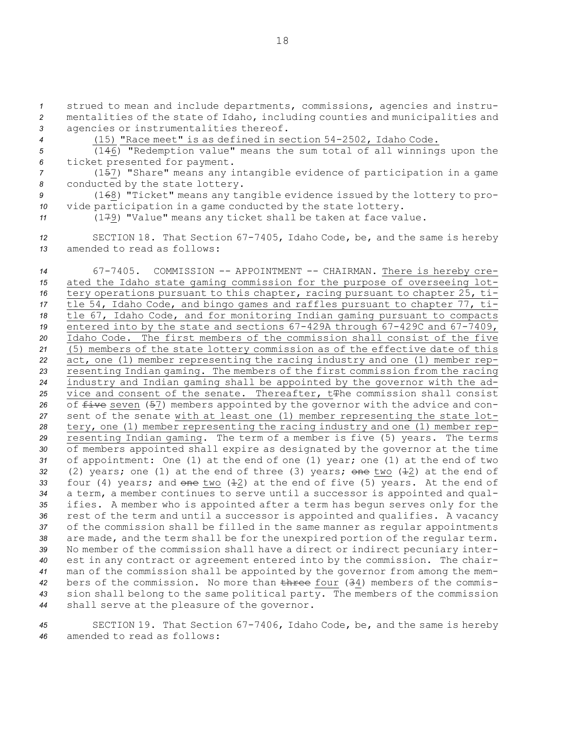strued to mean and include departments, commissions, agencies and instrumentalities of the state of Idaho, including counties and municipalities and agencies or instrumentalities thereof.

(15) "Race meet" is as defined in section 54-2502, Idaho Code.

(146) "Redemption value" means the sum total of all winnings upon the ticket presented for payment.

(157) "Share" means any intangible evidence of participation in a game conducted by the state lottery.

(168) "Ticket" means any tangible evidence issued by the lottery to provide participation in a game conducted by the state lottery.

(179) "Value" means any ticket shall be taken at face value.

SECTION 18. That Section 67-7405, Idaho Code, be, and the same is hereby amended to read as follows:

67-7405. COMMISSION -- APPOINTMENT -- CHAIRMAN. There is hereby created the Idaho state gaming commission for the purpose of overseeing lottery operations pursuant to this chapter, racing pursuant to chapter 25, title 54, Idaho Code, and bingo games and raffles pursuant to chapter 77, title 67, Idaho Code, and for monitoring Indian gaming pursuant to compacts entered into by the state and sections 67-429A through 67-429C and 67-7409, Idaho Code. The first members of the commission shall consist of the five (5) members of the state lottery commission as of the effective date of this act, one (1) member representing the racing industry and one (1) member representing Indian gaming. The members of the first commission from the racing industry and Indian gaming shall be appointed by the governor with the advice and consent of the senate. Thereafter, tThe commission shall consist of five seven (57) members appointed by the governor with the advice and consent of the senate with at least one (1) member representing the state lottery, one (1) member representing the racing industry and one (1) member representing Indian gaming. The term of a member is five (5) years. The terms of members appointed shall expire as designated by the governor at the time of appointment: One (1) at the end of one (1) year; one (1) at the end of two (2) years; one (1) at the end of three (3) years; one two (12) at the end of four (4) years; and one two (12) at the end of five (5) years. At the end of a term, a member continues to serve until a successor is appointed and qualifies. A member who is appointed after a term has begun serves only for the rest of the term and until a successor is appointed and qualifies. A vacancy of the commission shall be filled in the same manner as regular appointments are made, and the term shall be for the unexpired portion of the regular term. No member of the commission shall have a direct or indirect pecuniary interest in any contract or agreement entered into by the commission. The chairman of the commission shall be appointed by the governor from among the members of the commission. No more than three four (34) members of the commission shall belong to the same political party. The members of the commission shall serve at the pleasure of the governor.

SECTION 19. That Section 67-7406, Idaho Code, be, and the same is hereby amended to read as follows: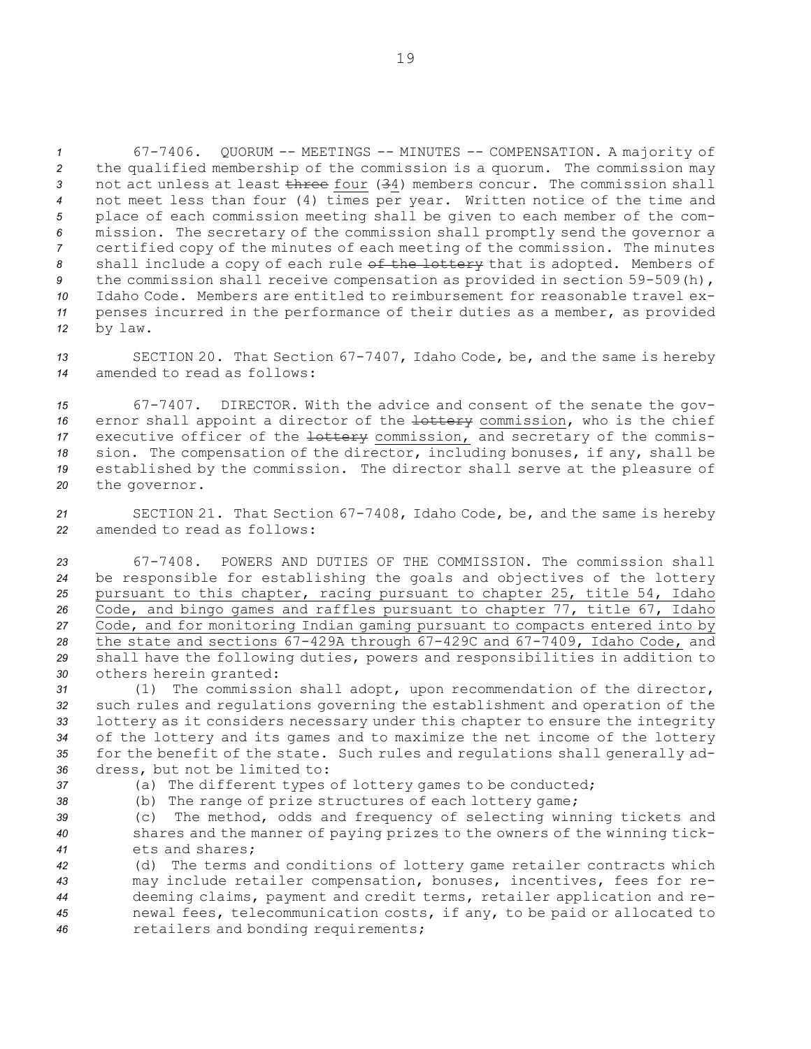67-7406. QUORUM -- MEETINGS -- MINUTES -- COMPENSATION. A majority of the qualified membership of the commission is a quorum. The commission may not act unless at least ~~three~~ four (~~3~~4) members concur. The commission shall not meet less than four (4) times per year. Written notice of the time and place of each commission meeting shall be given to each member of the commission. The secretary of the commission shall promptly send the governor a certified copy of the minutes of each meeting of the commission. The minutes shall include a copy of each rule ~~of the lottery~~ that is adopted. Members of the commission shall receive compensation as provided in section 59-509(h), Idaho Code. Members are entitled to reimbursement for reasonable travel expenses incurred in the performance of their duties as a member, as provided by law.

SECTION 20. That Section 67-7407, Idaho Code, be, and the same is hereby amended to read as follows:

67-7407. DIRECTOR. With the advice and consent of the senate the governor shall appoint a director of the ~~lottery~~ commission, who is the chief executive officer of the ~~lottery~~ commission, and secretary of the commission. The compensation of the director, including bonuses, if any, shall be established by the commission. The director shall serve at the pleasure of the governor.

SECTION 21. That Section 67-7408, Idaho Code, be, and the same is hereby amended to read as follows:

67-7408. POWERS AND DUTIES OF THE COMMISSION. The commission shall be responsible for establishing the goals and objectives of the lottery pursuant to this chapter, racing pursuant to chapter 25, title 54, Idaho Code, and bingo games and raffles pursuant to chapter 77, title 67, Idaho Code, and for monitoring Indian gaming pursuant to compacts entered into by the state and sections 67-429A through 67-429C and 67-7409, Idaho Code, and shall have the following duties, powers and responsibilities in addition to others herein granted:

(1) The commission shall adopt, upon recommendation of the director, such rules and regulations governing the establishment and operation of the lottery as it considers necessary under this chapter to ensure the integrity of the lottery and its games and to maximize the net income of the lottery for the benefit of the state. Such rules and regulations shall generally address, but not be limited to:

(a) The different types of lottery games to be conducted;

(b) The range of prize structures of each lottery game;

(c) The method, odds and frequency of selecting winning tickets and shares and the manner of paying prizes to the owners of the winning tickets and shares;

(d) The terms and conditions of lottery game retailer contracts which may include retailer compensation, bonuses, incentives, fees for redeeming claims, payment and credit terms, retailer application and renewal fees, telecommunication costs, if any, to be paid or allocated to retailers and bonding requirements;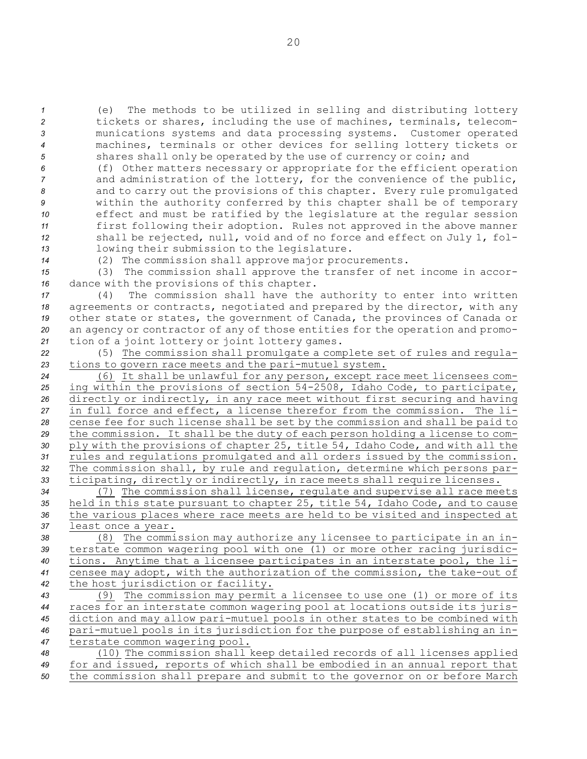(e) The methods to be utilized in selling and distributing lottery tickets or shares, including the use of machines, terminals, telecommunications systems and data processing systems. Customer operated machines, terminals or other devices for selling lottery tickets or shares shall only be operated by the use of currency or coin; and

(f) Other matters necessary or appropriate for the efficient operation and administration of the lottery, for the convenience of the public, and to carry out the provisions of this chapter. Every rule promulgated within the authority conferred by this chapter shall be of temporary effect and must be ratified by the legislature at the regular session first following their adoption. Rules not approved in the above manner shall be rejected, null, void and of no force and effect on July 1, following their submission to the legislature.

(2) The commission shall approve major procurements.

(3) The commission shall approve the transfer of net income in accordance with the provisions of this chapter.

(4) The commission shall have the authority to enter into written agreements or contracts, negotiated and prepared by the director, with any other state or states, the government of Canada, the provinces of Canada or an agency or contractor of any of those entities for the operation and promotion of a joint lottery or joint lottery games.

(5) The commission shall promulgate a complete set of rules and regulations to govern race meets and the pari-mutuel system.

(6) It shall be unlawful for any person, except race meet licensees coming within the provisions of section 54-2508, Idaho Code, to participate, directly or indirectly, in any race meet without first securing and having in full force and effect, a license therefor from the commission. The license fee for such license shall be set by the commission and shall be paid to the commission. It shall be the duty of each person holding a license to comply with the provisions of chapter 25, title 54, Idaho Code, and with all the rules and regulations promulgated and all orders issued by the commission. The commission shall, by rule and regulation, determine which persons participating, directly or indirectly, in race meets shall require licenses.

(7) The commission shall license, regulate and supervise all race meets held in this state pursuant to chapter 25, title 54, Idaho Code, and to cause the various places where race meets are held to be visited and inspected at least once a year.

(8) The commission may authorize any licensee to participate in an interstate common wagering pool with one (1) or more other racing jurisdictions. Anytime that a licensee participates in an interstate pool, the licensee may adopt, with the authorization of the commission, the take-out of the host jurisdiction or facility.

(9) The commission may permit a licensee to use one (1) or more of its races for an interstate common wagering pool at locations outside its jurisdiction and may allow pari-mutuel pools in other states to be combined with pari-mutuel pools in its jurisdiction for the purpose of establishing an interstate common wagering pool.

(10) The commission shall keep detailed records of all licenses applied for and issued, reports of which shall be embodied in an annual report that the commission shall prepare and submit to the governor on or before March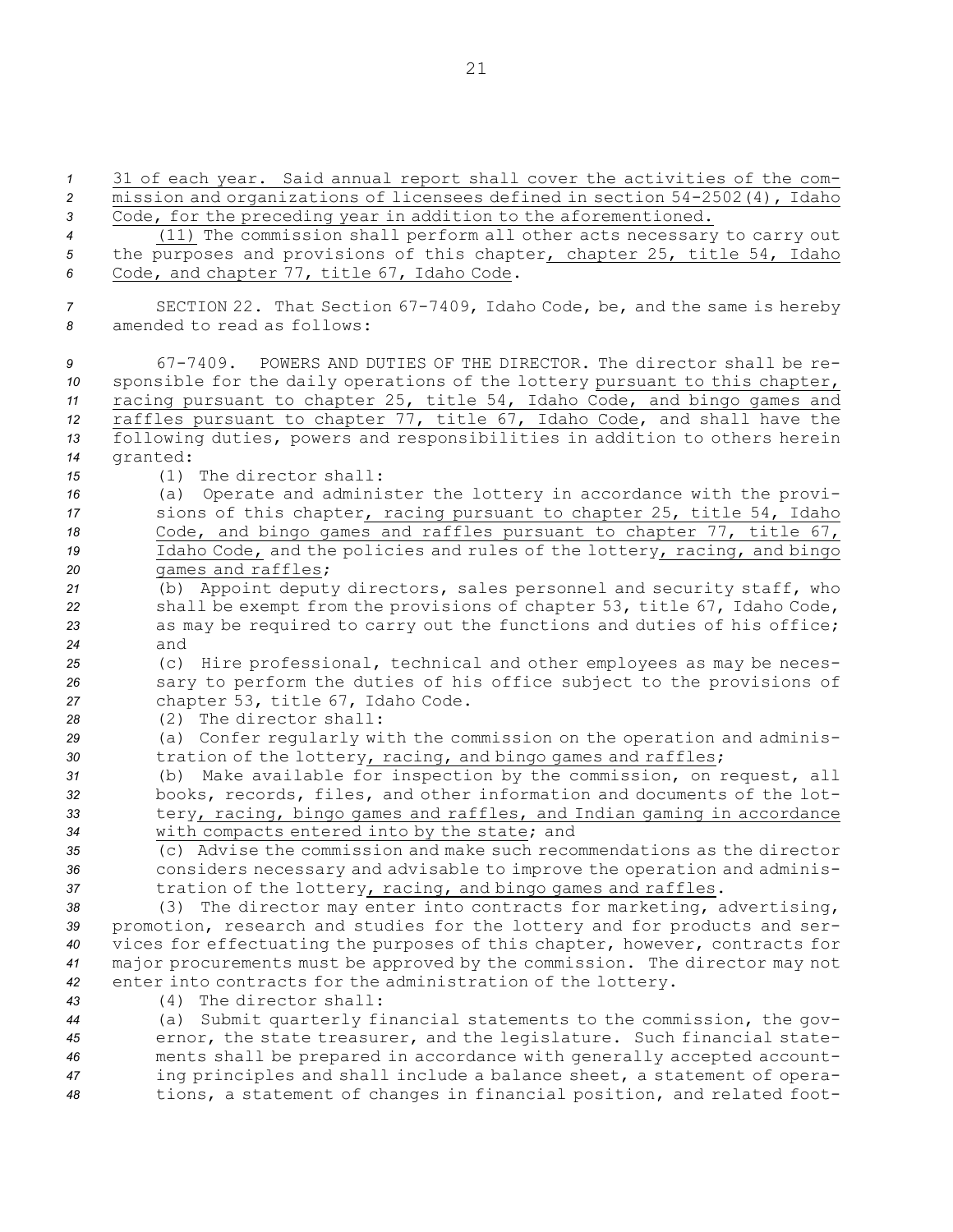31 of each year. Said annual report shall cover the activities of the commission and organizations of licensees defined in section 54-2502(4), Idaho Code, for the preceding year in addition to the aforementioned.

(11) The commission shall perform all other acts necessary to carry out the purposes and provisions of this chapter, chapter 25, title 54, Idaho Code, and chapter 77, title 67, Idaho Code.

SECTION 22. That Section 67-7409, Idaho Code, be, and the same is hereby amended to read as follows:

67-7409. POWERS AND DUTIES OF THE DIRECTOR. The director shall be responsible for the daily operations of the lottery pursuant to this chapter, racing pursuant to chapter 25, title 54, Idaho Code, and bingo games and raffles pursuant to chapter 77, title 67, Idaho Code, and shall have the following duties, powers and responsibilities in addition to others herein granted:

(1) The director shall:

(a) Operate and administer the lottery in accordance with the provisions of this chapter, racing pursuant to chapter 25, title 54, Idaho Code, and bingo games and raffles pursuant to chapter 77, title 67, Idaho Code, and the policies and rules of the lottery, racing, and bingo games and raffles;

(b) Appoint deputy directors, sales personnel and security staff, who shall be exempt from the provisions of chapter 53, title 67, Idaho Code, as may be required to carry out the functions and duties of his office; and

(c) Hire professional, technical and other employees as may be necessary to perform the duties of his office subject to the provisions of chapter 53, title 67, Idaho Code.

(2) The director shall:

(a) Confer regularly with the commission on the operation and administration of the lottery, racing, and bingo games and raffles;

(b) Make available for inspection by the commission, on request, all books, records, files, and other information and documents of the lottery, racing, bingo games and raffles, and Indian gaming in accordance with compacts entered into by the state; and

(c) Advise the commission and make such recommendations as the director considers necessary and advisable to improve the operation and administration of the lottery, racing, and bingo games and raffles.

(3) The director may enter into contracts for marketing, advertising, promotion, research and studies for the lottery and for products and services for effectuating the purposes of this chapter, however, contracts for major procurements must be approved by the commission. The director may not enter into contracts for the administration of the lottery.

(4) The director shall:

(a) Submit quarterly financial statements to the commission, the governor, the state treasurer, and the legislature. Such financial statements shall be prepared in accordance with generally accepted accounting principles and shall include a balance sheet, a statement of operations, a statement of changes in financial position, and related foot-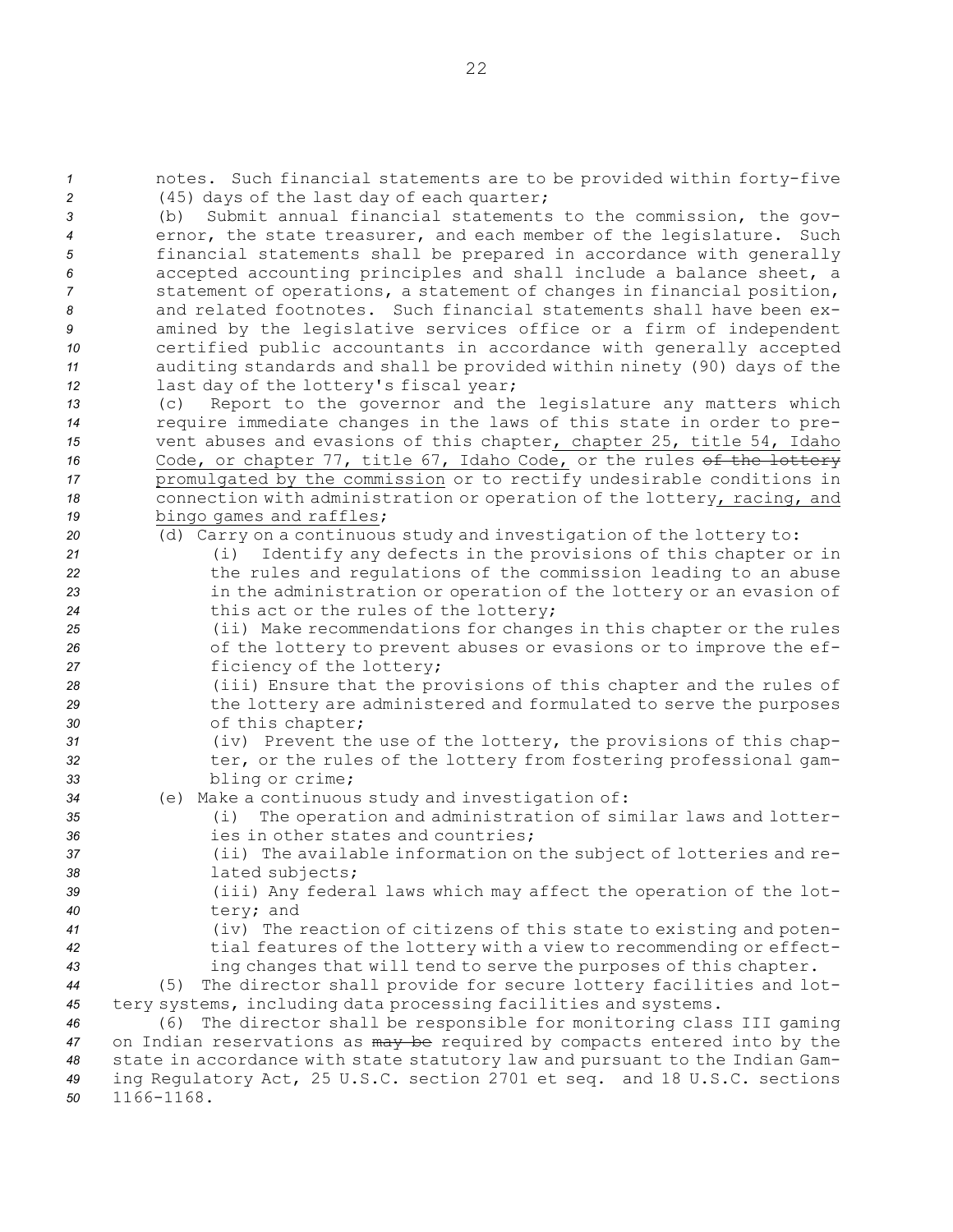notes. Such financial statements are to be provided within forty-five (45) days of the last day of each quarter;

(b) Submit annual financial statements to the commission, the governor, the state treasurer, and each member of the legislature. Such financial statements shall be prepared in accordance with generally accepted accounting principles and shall include a balance sheet, a statement of operations, a statement of changes in financial position, and related footnotes. Such financial statements shall have been examined by the legislative services office or a firm of independent certified public accountants in accordance with generally accepted auditing standards and shall be provided within ninety (90) days of the last day of the lottery's fiscal year;

(c) Report to the governor and the legislature any matters which require immediate changes in the laws of this state in order to prevent abuses and evasions of this chapter, chapter 25, title 54, Idaho Code, or chapter 77, title 67, Idaho Code, or the rules ~~of the lottery~~ promulgated by the commission or to rectify undesirable conditions in connection with administration or operation of the lottery, racing, and bingo games and raffles;

(d) Carry on a continuous study and investigation of the lottery to:

(i) Identify any defects in the provisions of this chapter or in the rules and regulations of the commission leading to an abuse in the administration or operation of the lottery or an evasion of this act or the rules of the lottery;

(ii) Make recommendations for changes in this chapter or the rules of the lottery to prevent abuses or evasions or to improve the efficiency of the lottery;

(iii) Ensure that the provisions of this chapter and the rules of the lottery are administered and formulated to serve the purposes of this chapter;

(iv) Prevent the use of the lottery, the provisions of this chapter, or the rules of the lottery from fostering professional gambling or crime;

(e) Make a continuous study and investigation of:

(i) The operation and administration of similar laws and lotteries in other states and countries;

(ii) The available information on the subject of lotteries and related subjects;

(iii) Any federal laws which may affect the operation of the lottery; and

(iv) The reaction of citizens of this state to existing and potential features of the lottery with a view to recommending or effecting changes that will tend to serve the purposes of this chapter.

(5) The director shall provide for secure lottery facilities and lottery systems, including data processing facilities and systems.

(6) The director shall be responsible for monitoring class III gaming on Indian reservations as ~~may be~~ required by compacts entered into by the state in accordance with state statutory law and pursuant to the Indian Gaming Regulatory Act, 25 U.S.C. section 2701 et seq. and 18 U.S.C. sections 1166-1168.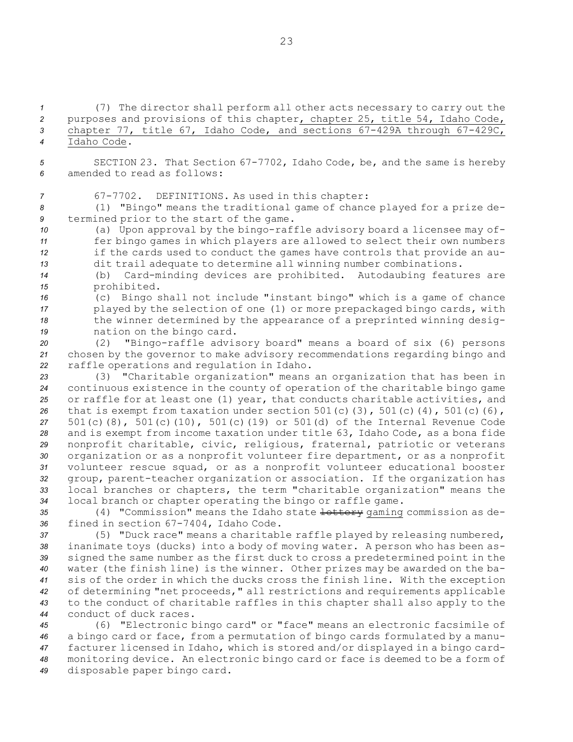(7) The director shall perform all other acts necessary to carry out the purposes and provisions of this chapter, chapter 25, title 54, Idaho Code, chapter 77, title 67, Idaho Code, and sections 67-429A through 67-429C, Idaho Code.

SECTION 23. That Section 67-7702, Idaho Code, be, and the same is hereby amended to read as follows:

67-7702. DEFINITIONS. As used in this chapter:

(1) "Bingo" means the traditional game of chance played for a prize determined prior to the start of the game.

(a) Upon approval by the bingo-raffle advisory board a licensee may offer bingo games in which players are allowed to select their own numbers if the cards used to conduct the games have controls that provide an audit trail adequate to determine all winning number combinations.

(b) Card-minding devices are prohibited. Autodaubing features are prohibited.

(c) Bingo shall not include "instant bingo" which is a game of chance played by the selection of one (1) or more prepackaged bingo cards, with the winner determined by the appearance of a preprinted winning designation on the bingo card.

(2) "Bingo-raffle advisory board" means a board of six (6) persons chosen by the governor to make advisory recommendations regarding bingo and raffle operations and regulation in Idaho.

(3) "Charitable organization" means an organization that has been in continuous existence in the county of operation of the charitable bingo game or raffle for at least one (1) year, that conducts charitable activities, and that is exempt from taxation under section 501(c)(3), 501(c)(4), 501(c)(6), 501(c)(8), 501(c)(10), 501(c)(19) or 501(d) of the Internal Revenue Code and is exempt from income taxation under title 63, Idaho Code, as a bona fide nonprofit charitable, civic, religious, fraternal, patriotic or veterans organization or as a nonprofit volunteer fire department, or as a nonprofit volunteer rescue squad, or as a nonprofit volunteer educational booster group, parent-teacher organization or association. If the organization has local branches or chapters, the term "charitable organization" means the local branch or chapter operating the bingo or raffle game.

(4) "Commission" means the Idaho state ~~lottery~~ gaming commission as defined in section 67-7404, Idaho Code.

(5) "Duck race" means a charitable raffle played by releasing numbered, inanimate toys (ducks) into a body of moving water. A person who has been assigned the same number as the first duck to cross a predetermined point in the water (the finish line) is the winner. Other prizes may be awarded on the basis of the order in which the ducks cross the finish line. With the exception of determining "net proceeds," all restrictions and requirements applicable to the conduct of charitable raffles in this chapter shall also apply to the conduct of duck races.

(6) "Electronic bingo card" or "face" means an electronic facsimile of a bingo card or face, from a permutation of bingo cards formulated by a manufacturer licensed in Idaho, which is stored and/or displayed in a bingo card-monitoring device. An electronic bingo card or face is deemed to be a form of disposable paper bingo card.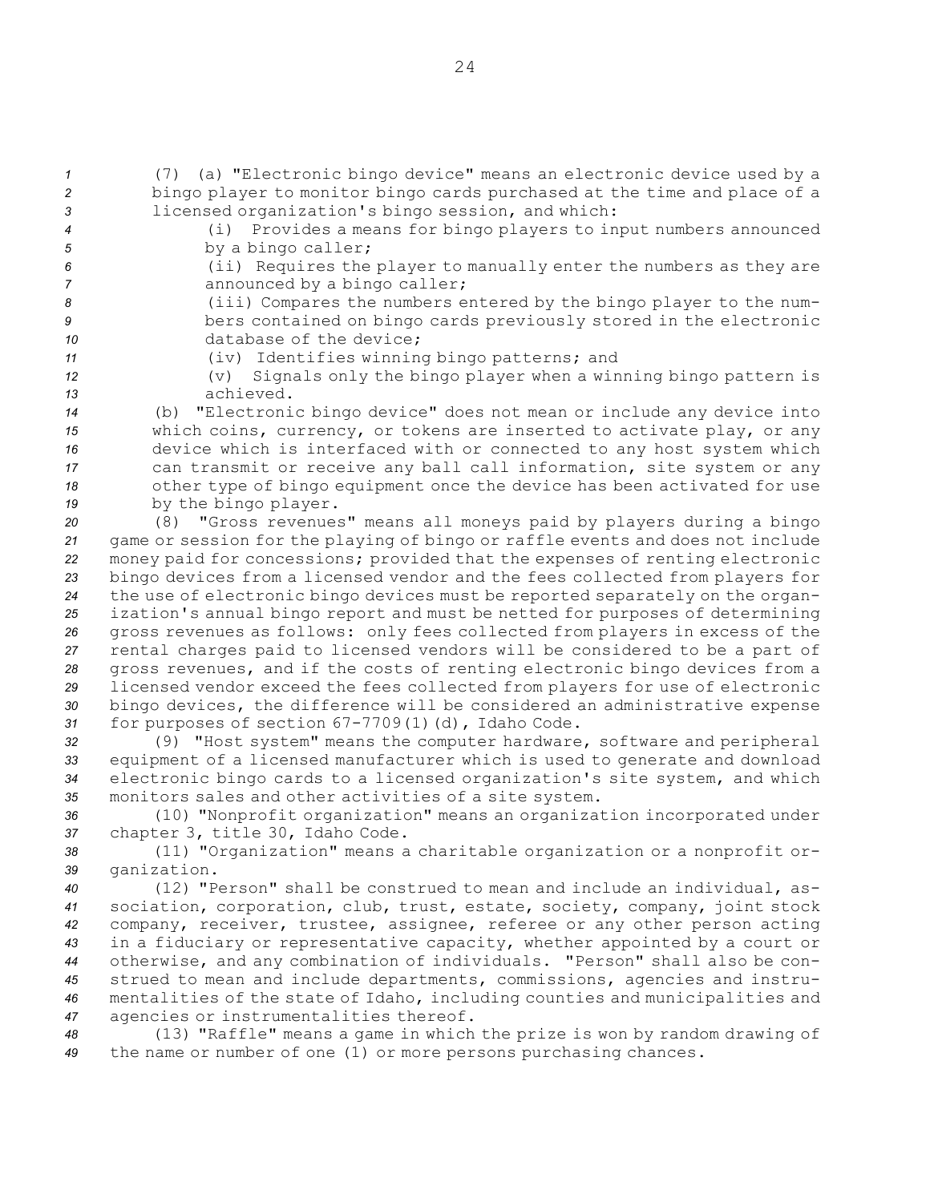(7) (a) "Electronic bingo device" means an electronic device used by a bingo player to monitor bingo cards purchased at the time and place of a licensed organization's bingo session, and which:

(i) Provides a means for bingo players to input numbers announced by a bingo caller;

(ii) Requires the player to manually enter the numbers as they are announced by a bingo caller;

(iii) Compares the numbers entered by the bingo player to the numbers contained on bingo cards previously stored in the electronic database of the device;

(iv) Identifies winning bingo patterns; and

(v) Signals only the bingo player when a winning bingo pattern is achieved.

(b) "Electronic bingo device" does not mean or include any device into which coins, currency, or tokens are inserted to activate play, or any device which is interfaced with or connected to any host system which can transmit or receive any ball call information, site system or any other type of bingo equipment once the device has been activated for use by the bingo player.

(8) "Gross revenues" means all moneys paid by players during a bingo game or session for the playing of bingo or raffle events and does not include money paid for concessions; provided that the expenses of renting electronic bingo devices from a licensed vendor and the fees collected from players for the use of electronic bingo devices must be reported separately on the organization's annual bingo report and must be netted for purposes of determining gross revenues as follows: only fees collected from players in excess of the rental charges paid to licensed vendors will be considered to be a part of gross revenues, and if the costs of renting electronic bingo devices from a licensed vendor exceed the fees collected from players for use of electronic bingo devices, the difference will be considered an administrative expense for purposes of section 67-7709(1)(d), Idaho Code.

(9) "Host system" means the computer hardware, software and peripheral equipment of a licensed manufacturer which is used to generate and download electronic bingo cards to a licensed organization's site system, and which monitors sales and other activities of a site system.

(10) "Nonprofit organization" means an organization incorporated under chapter 3, title 30, Idaho Code.

(11) "Organization" means a charitable organization or a nonprofit organization.

(12) "Person" shall be construed to mean and include an individual, association, corporation, club, trust, estate, society, company, joint stock company, receiver, trustee, assignee, referee or any other person acting in a fiduciary or representative capacity, whether appointed by a court or otherwise, and any combination of individuals. "Person" shall also be construed to mean and include departments, commissions, agencies and instrumentalities of the state of Idaho, including counties and municipalities and agencies or instrumentalities thereof.

(13) "Raffle" means a game in which the prize is won by random drawing of the name or number of one (1) or more persons purchasing chances.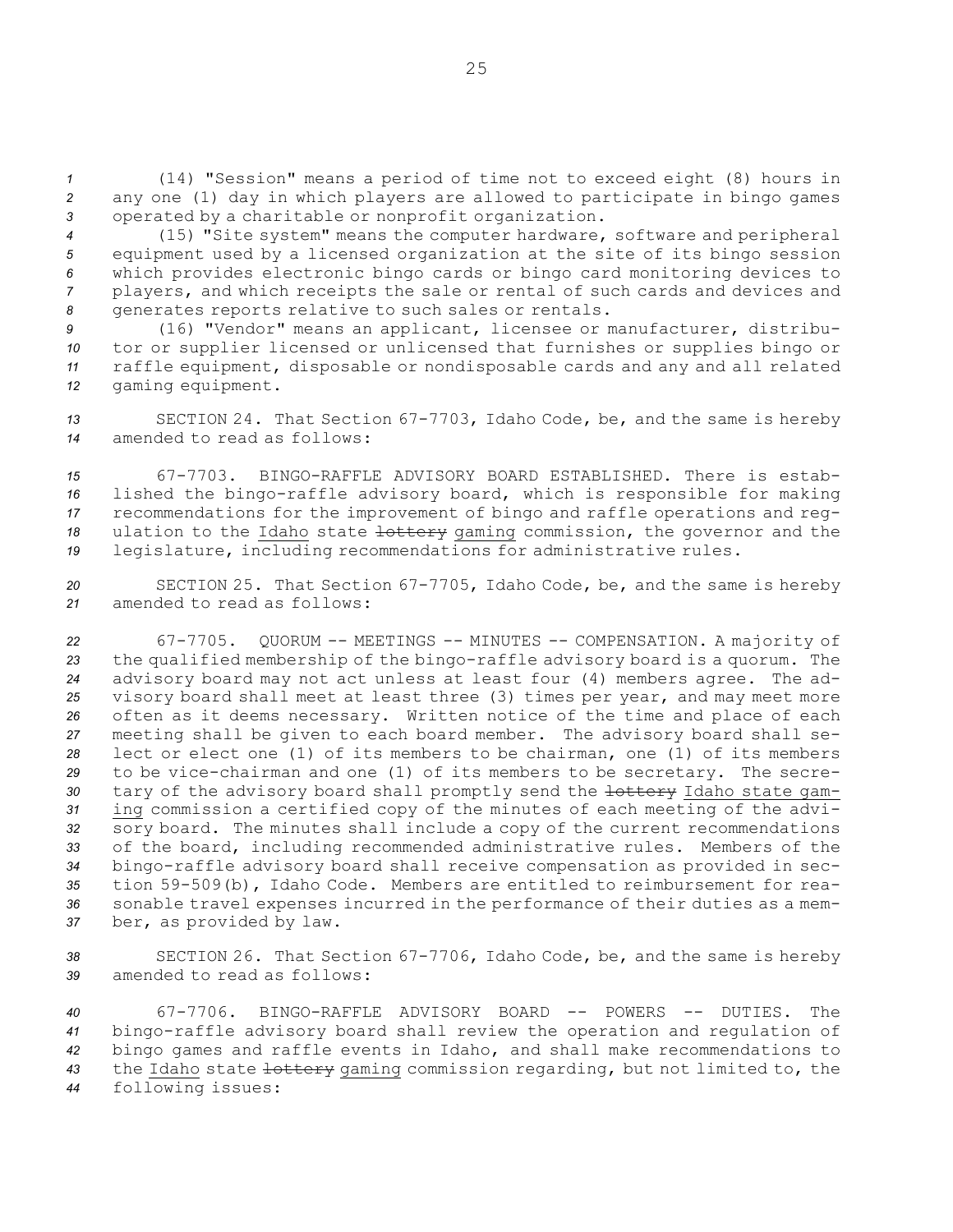(14) "Session" means a period of time not to exceed eight (8) hours in any one (1) day in which players are allowed to participate in bingo games operated by a charitable or nonprofit organization.

(15) "Site system" means the computer hardware, software and peripheral equipment used by a licensed organization at the site of its bingo session which provides electronic bingo cards or bingo card monitoring devices to players, and which receipts the sale or rental of such cards and devices and generates reports relative to such sales or rentals.

(16) "Vendor" means an applicant, licensee or manufacturer, distributor or supplier licensed or unlicensed that furnishes or supplies bingo or raffle equipment, disposable or nondisposable cards and any and all related gaming equipment.

SECTION 24. That Section 67-7703, Idaho Code, be, and the same is hereby amended to read as follows:

67-7703. BINGO-RAFFLE ADVISORY BOARD ESTABLISHED. There is established the bingo-raffle advisory board, which is responsible for making recommendations for the improvement of bingo and raffle operations and regulation to the Idaho state ~~lottery~~ gaming commission, the governor and the legislature, including recommendations for administrative rules.

SECTION 25. That Section 67-7705, Idaho Code, be, and the same is hereby amended to read as follows:

67-7705. QUORUM -- MEETINGS -- MINUTES -- COMPENSATION. A majority of the qualified membership of the bingo-raffle advisory board is a quorum. The advisory board may not act unless at least four (4) members agree. The advisory board shall meet at least three (3) times per year, and may meet more often as it deems necessary. Written notice of the time and place of each meeting shall be given to each board member. The advisory board shall select or elect one (1) of its members to be chairman, one (1) of its members to be vice-chairman and one (1) of its members to be secretary. The secretary of the advisory board shall promptly send the ~~lottery~~ Idaho state gaming commission a certified copy of the minutes of each meeting of the advisory board. The minutes shall include a copy of the current recommendations of the board, including recommended administrative rules. Members of the bingo-raffle advisory board shall receive compensation as provided in section 59-509(b), Idaho Code. Members are entitled to reimbursement for reasonable travel expenses incurred in the performance of their duties as a member, as provided by law.

SECTION 26. That Section 67-7706, Idaho Code, be, and the same is hereby amended to read as follows:

67-7706. BINGO-RAFFLE ADVISORY BOARD -- POWERS -- DUTIES. The bingo-raffle advisory board shall review the operation and regulation of bingo games and raffle events in Idaho, and shall make recommendations to the Idaho state ~~lottery~~ gaming commission regarding, but not limited to, the following issues: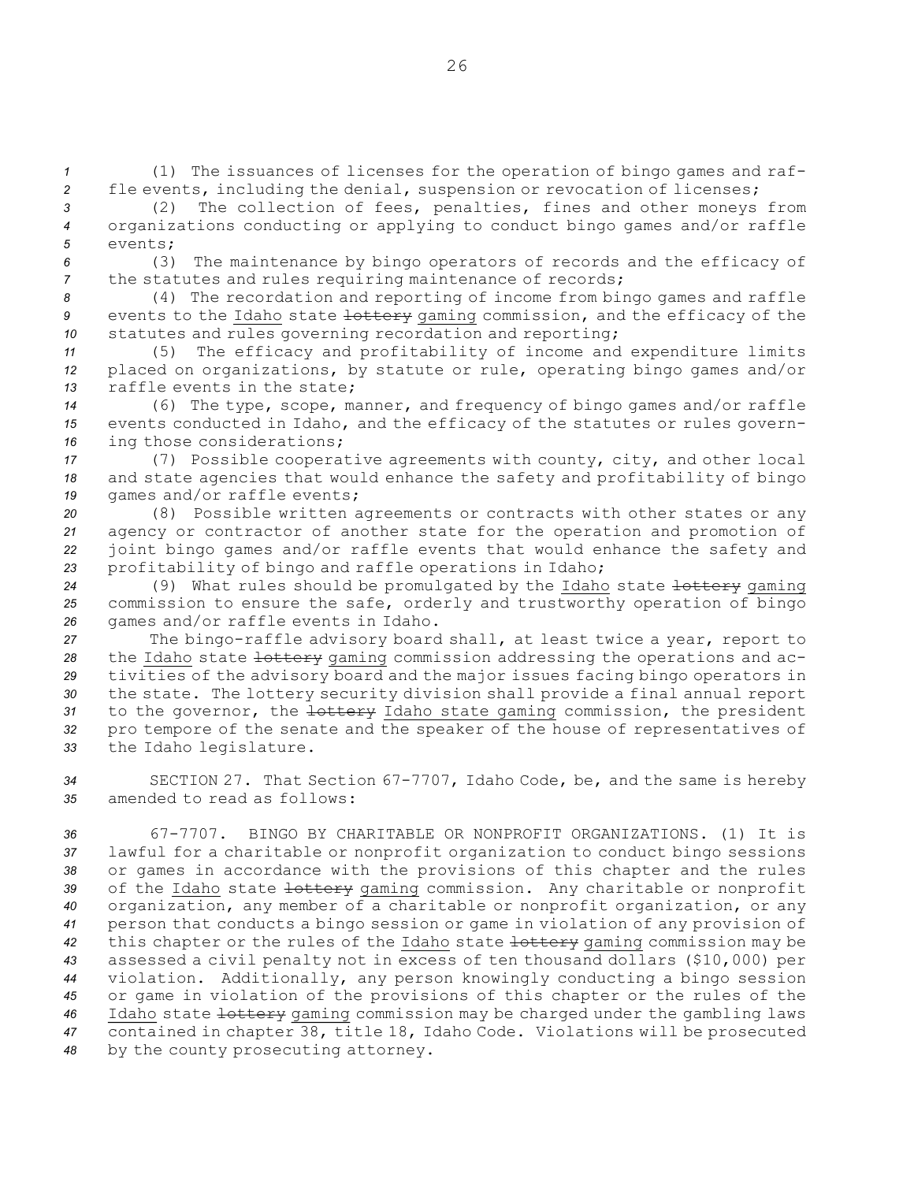(1) The issuances of licenses for the operation of bingo games and raffle events, including the denial, suspension or revocation of licenses;

(2) The collection of fees, penalties, fines and other moneys from organizations conducting or applying to conduct bingo games and/or raffle events;

(3) The maintenance by bingo operators of records and the efficacy of the statutes and rules requiring maintenance of records;

(4) The recordation and reporting of income from bingo games and raffle events to the Idaho state ~~lottery~~ gaming commission, and the efficacy of the statutes and rules governing recordation and reporting;

(5) The efficacy and profitability of income and expenditure limits placed on organizations, by statute or rule, operating bingo games and/or raffle events in the state;

(6) The type, scope, manner, and frequency of bingo games and/or raffle events conducted in Idaho, and the efficacy of the statutes or rules governing those considerations;

(7) Possible cooperative agreements with county, city, and other local and state agencies that would enhance the safety and profitability of bingo games and/or raffle events;

(8) Possible written agreements or contracts with other states or any agency or contractor of another state for the operation and promotion of joint bingo games and/or raffle events that would enhance the safety and profitability of bingo and raffle operations in Idaho;

(9) What rules should be promulgated by the Idaho state ~~lottery~~ gaming commission to ensure the safe, orderly and trustworthy operation of bingo games and/or raffle events in Idaho.

The bingo-raffle advisory board shall, at least twice a year, report to the Idaho state ~~lottery~~ gaming commission addressing the operations and activities of the advisory board and the major issues facing bingo operators in the state. The lottery security division shall provide a final annual report to the governor, the ~~lottery~~ Idaho state gaming commission, the president pro tempore of the senate and the speaker of the house of representatives of the Idaho legislature.

SECTION 27. That Section 67-7707, Idaho Code, be, and the same is hereby amended to read as follows:

67-7707. BINGO BY CHARITABLE OR NONPROFIT ORGANIZATIONS. (1) It is lawful for a charitable or nonprofit organization to conduct bingo sessions or games in accordance with the provisions of this chapter and the rules of the Idaho state ~~lottery~~ gaming commission. Any charitable or nonprofit organization, any member of a charitable or nonprofit organization, or any person that conducts a bingo session or game in violation of any provision of this chapter or the rules of the Idaho state ~~lottery~~ gaming commission may be assessed a civil penalty not in excess of ten thousand dollars ($10,000) per violation. Additionally, any person knowingly conducting a bingo session or game in violation of the provisions of this chapter or the rules of the Idaho state ~~lottery~~ gaming commission may be charged under the gambling laws contained in chapter 38, title 18, Idaho Code. Violations will be prosecuted by the county prosecuting attorney.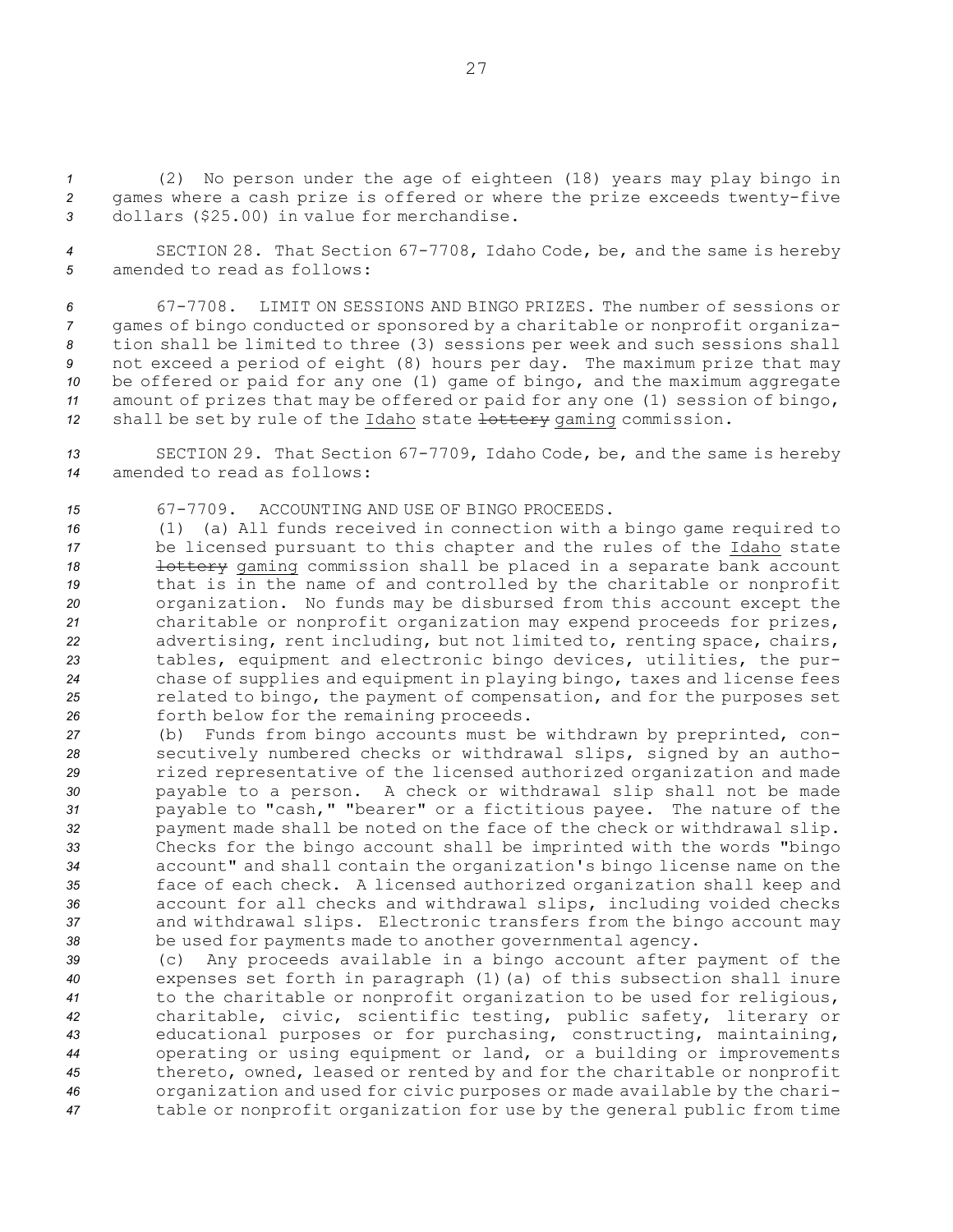(2) No person under the age of eighteen (18) years may play bingo in games where a cash prize is offered or where the prize exceeds twenty-five dollars ($25.00) in value for merchandise.

SECTION 28. That Section 67-7708, Idaho Code, be, and the same is hereby amended to read as follows:

67-7708. LIMIT ON SESSIONS AND BINGO PRIZES. The number of sessions or games of bingo conducted or sponsored by a charitable or nonprofit organization shall be limited to three (3) sessions per week and such sessions shall not exceed a period of eight (8) hours per day. The maximum prize that may be offered or paid for any one (1) game of bingo, and the maximum aggregate amount of prizes that may be offered or paid for any one (1) session of bingo, shall be set by rule of the Idaho state ~~lottery~~ gaming commission.

SECTION 29. That Section 67-7709, Idaho Code, be, and the same is hereby amended to read as follows:

67-7709. ACCOUNTING AND USE OF BINGO PROCEEDS.

(1) (a) All funds received in connection with a bingo game required to be licensed pursuant to this chapter and the rules of the Idaho state ~~lottery~~ gaming commission shall be placed in a separate bank account that is in the name of and controlled by the charitable or nonprofit organization. No funds may be disbursed from this account except the charitable or nonprofit organization may expend proceeds for prizes, advertising, rent including, but not limited to, renting space, chairs, tables, equipment and electronic bingo devices, utilities, the purchase of supplies and equipment in playing bingo, taxes and license fees related to bingo, the payment of compensation, and for the purposes set forth below for the remaining proceeds.

(b) Funds from bingo accounts must be withdrawn by preprinted, consecutively numbered checks or withdrawal slips, signed by an authorized representative of the licensed authorized organization and made payable to a person. A check or withdrawal slip shall not be made payable to "cash," "bearer" or a fictitious payee. The nature of the payment made shall be noted on the face of the check or withdrawal slip. Checks for the bingo account shall be imprinted with the words "bingo account" and shall contain the organization's bingo license name on the face of each check. A licensed authorized organization shall keep and account for all checks and withdrawal slips, including voided checks and withdrawal slips. Electronic transfers from the bingo account may be used for payments made to another governmental agency.

(c) Any proceeds available in a bingo account after payment of the expenses set forth in paragraph (1)(a) of this subsection shall inure to the charitable or nonprofit organization to be used for religious, charitable, civic, scientific testing, public safety, literary or educational purposes or for purchasing, constructing, maintaining, operating or using equipment or land, or a building or improvements thereto, owned, leased or rented by and for the charitable or nonprofit organization and used for civic purposes or made available by the charitable or nonprofit organization for use by the general public from time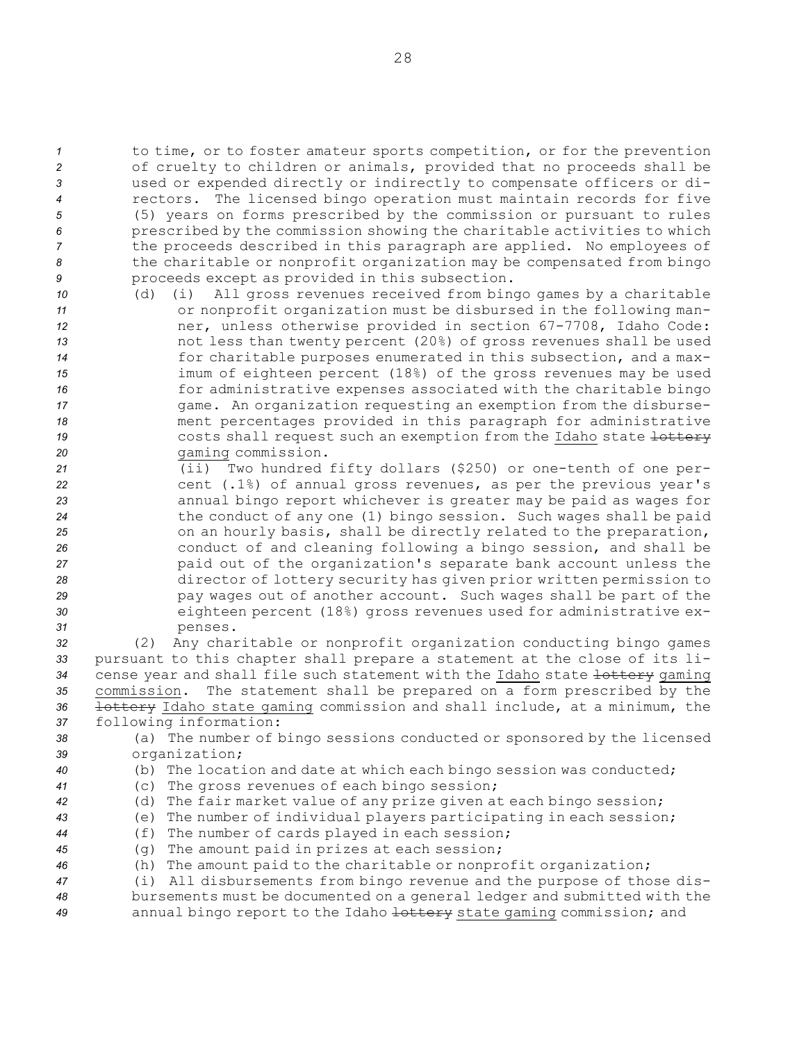to time, or to foster amateur sports competition, or for the prevention of cruelty to children or animals, provided that no proceeds shall be used or expended directly or indirectly to compensate officers or directors. The licensed bingo operation must maintain records for five (5) years on forms prescribed by the commission or pursuant to rules prescribed by the commission showing the charitable activities to which the proceeds described in this paragraph are applied. No employees of the charitable or nonprofit organization may be compensated from bingo proceeds except as provided in this subsection.

(d) (i) All gross revenues received from bingo games by a charitable or nonprofit organization must be disbursed in the following manner, unless otherwise provided in section 67-7708, Idaho Code: not less than twenty percent (20%) of gross revenues shall be used for charitable purposes enumerated in this subsection, and a maximum of eighteen percent (18%) of the gross revenues may be used for administrative expenses associated with the charitable bingo game. An organization requesting an exemption from the disbursement percentages provided in this paragraph for administrative costs shall request such an exemption from the Idaho state ~~lottery~~ gaming commission.

(ii) Two hundred fifty dollars ($250) or one-tenth of one percent (.1%) of annual gross revenues, as per the previous year's annual bingo report whichever is greater may be paid as wages for the conduct of any one (1) bingo session. Such wages shall be paid on an hourly basis, shall be directly related to the preparation, conduct of and cleaning following a bingo session, and shall be paid out of the organization's separate bank account unless the director of lottery security has given prior written permission to pay wages out of another account. Such wages shall be part of the eighteen percent (18%) gross revenues used for administrative expenses.

(2) Any charitable or nonprofit organization conducting bingo games pursuant to this chapter shall prepare a statement at the close of its license year and shall file such statement with the Idaho state ~~lottery~~ gaming commission. The statement shall be prepared on a form prescribed by the ~~lottery~~ Idaho state gaming commission and shall include, at a minimum, the following information:

(a) The number of bingo sessions conducted or sponsored by the licensed organization;

(b) The location and date at which each bingo session was conducted;

(c) The gross revenues of each bingo session;

(d) The fair market value of any prize given at each bingo session;

(e) The number of individual players participating in each session;

(f) The number of cards played in each session;

(g) The amount paid in prizes at each session;

(h) The amount paid to the charitable or nonprofit organization;

(i) All disbursements from bingo revenue and the purpose of those disbursements must be documented on a general ledger and submitted with the annual bingo report to the Idaho ~~lottery~~ state gaming commission; and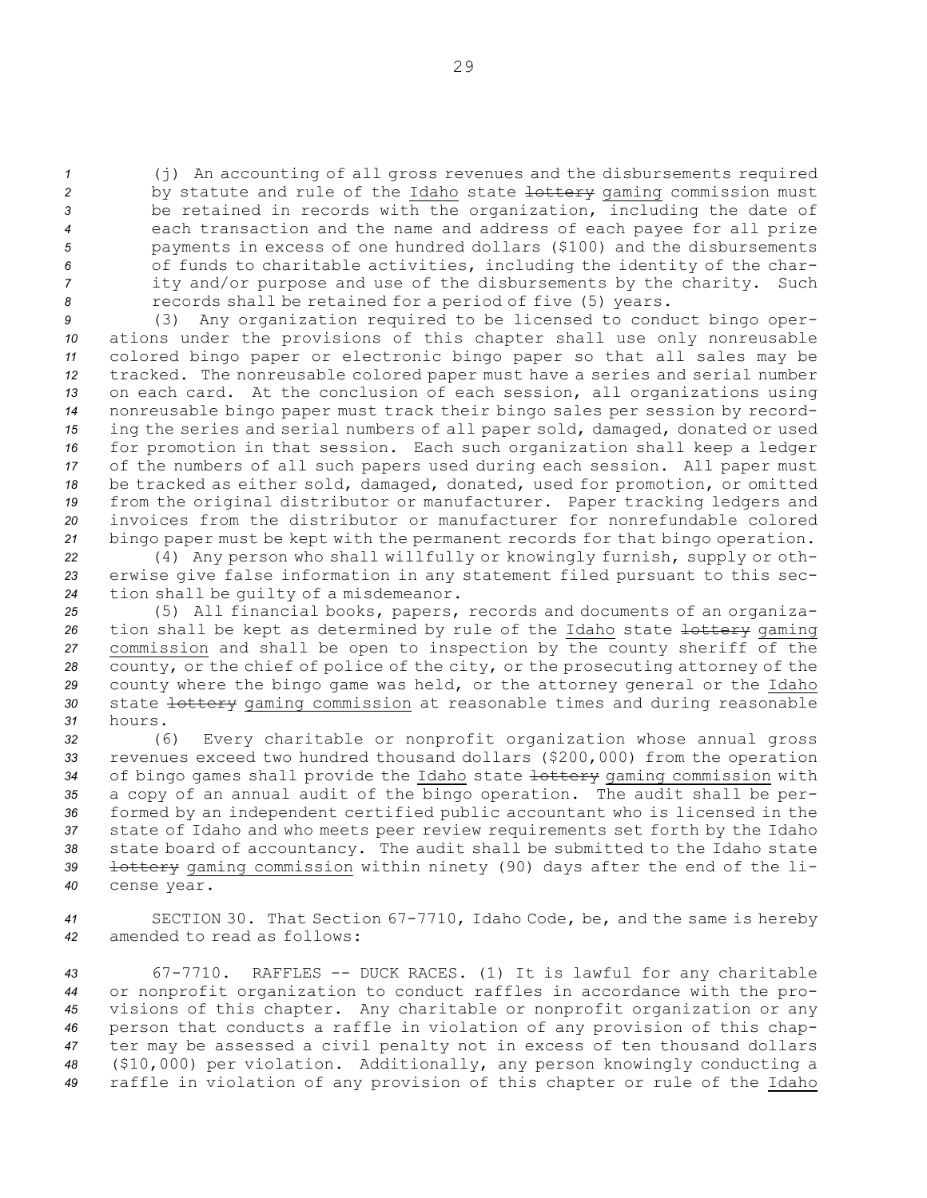(j) An accounting of all gross revenues and the disbursements required by statute and rule of the Idaho state ~~lottery~~ gaming commission must be retained in records with the organization, including the date of each transaction and the name and address of each payee for all prize payments in excess of one hundred dollars ($100) and the disbursements of funds to charitable activities, including the identity of the charity and/or purpose and use of the disbursements by the charity. Such records shall be retained for a period of five (5) years.

(3) Any organization required to be licensed to conduct bingo operations under the provisions of this chapter shall use only nonreusable colored bingo paper or electronic bingo paper so that all sales may be tracked. The nonreusable colored paper must have a series and serial number on each card. At the conclusion of each session, all organizations using nonreusable bingo paper must track their bingo sales per session by recording the series and serial numbers of all paper sold, damaged, donated or used for promotion in that session. Each such organization shall keep a ledger of the numbers of all such papers used during each session. All paper must be tracked as either sold, damaged, donated, used for promotion, or omitted from the original distributor or manufacturer. Paper tracking ledgers and invoices from the distributor or manufacturer for nonrefundable colored bingo paper must be kept with the permanent records for that bingo operation.

(4) Any person who shall willfully or knowingly furnish, supply or otherwise give false information in any statement filed pursuant to this section shall be guilty of a misdemeanor.

(5) All financial books, papers, records and documents of an organization shall be kept as determined by rule of the Idaho state ~~lottery~~ gaming commission and shall be open to inspection by the county sheriff of the county, or the chief of police of the city, or the prosecuting attorney of the county where the bingo game was held, or the attorney general or the Idaho state ~~lottery~~ gaming commission at reasonable times and during reasonable hours.

(6) Every charitable or nonprofit organization whose annual gross revenues exceed two hundred thousand dollars ($200,000) from the operation of bingo games shall provide the Idaho state ~~lottery~~ gaming commission with a copy of an annual audit of the bingo operation. The audit shall be performed by an independent certified public accountant who is licensed in the state of Idaho and who meets peer review requirements set forth by the Idaho state board of accountancy. The audit shall be submitted to the Idaho state ~~lottery~~ gaming commission within ninety (90) days after the end of the license year.

SECTION 30. That Section 67-7710, Idaho Code, be, and the same is hereby amended to read as follows:

67-7710. RAFFLES -- DUCK RACES. (1) It is lawful for any charitable or nonprofit organization to conduct raffles in accordance with the provisions of this chapter. Any charitable or nonprofit organization or any person that conducts a raffle in violation of any provision of this chapter may be assessed a civil penalty not in excess of ten thousand dollars ($10,000) per violation. Additionally, any person knowingly conducting a raffle in violation of any provision of this chapter or rule of the Idaho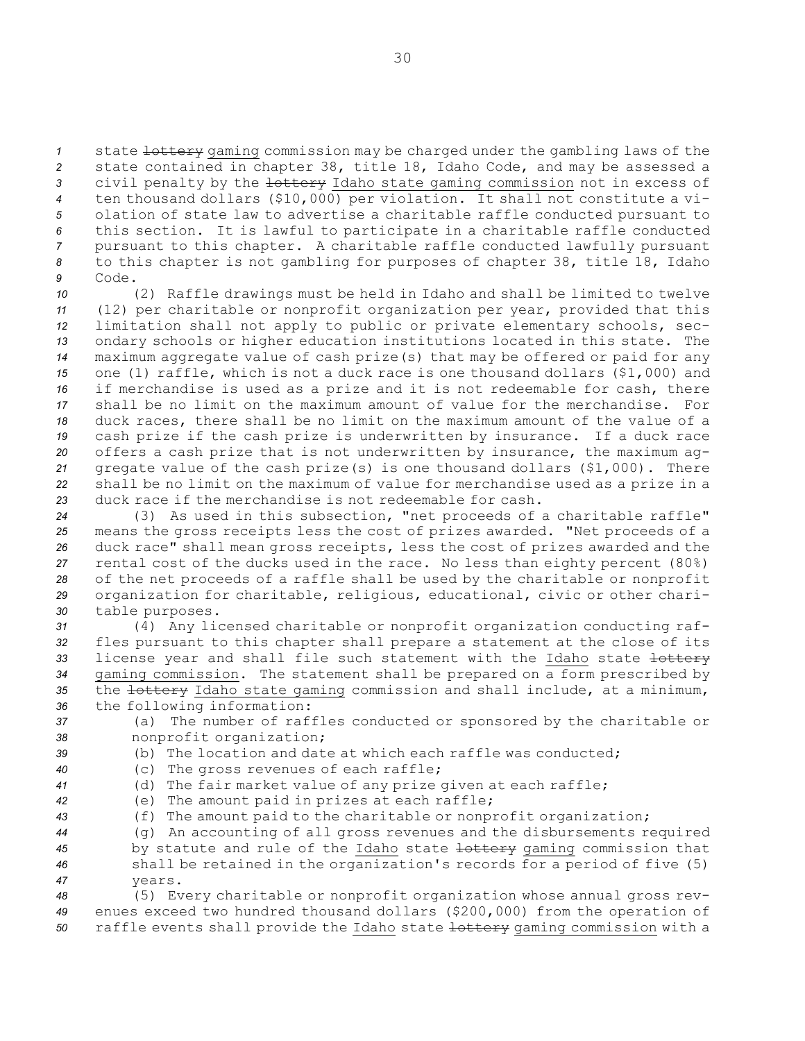state ~~lottery~~ gaming commission may be charged under the gambling laws of the state contained in chapter 38, title 18, Idaho Code, and may be assessed a civil penalty by the ~~lottery~~ Idaho state gaming commission not in excess of ten thousand dollars ($10,000) per violation. It shall not constitute a violation of state law to advertise a charitable raffle conducted pursuant to this section. It is lawful to participate in a charitable raffle conducted pursuant to this chapter. A charitable raffle conducted lawfully pursuant to this chapter is not gambling for purposes of chapter 38, title 18, Idaho Code.

(2) Raffle drawings must be held in Idaho and shall be limited to twelve (12) per charitable or nonprofit organization per year, provided that this limitation shall not apply to public or private elementary schools, secondary schools or higher education institutions located in this state. The maximum aggregate value of cash prize(s) that may be offered or paid for any one (1) raffle, which is not a duck race is one thousand dollars ($1,000) and if merchandise is used as a prize and it is not redeemable for cash, there shall be no limit on the maximum amount of value for the merchandise. For duck races, there shall be no limit on the maximum amount of the value of a cash prize if the cash prize is underwritten by insurance. If a duck race offers a cash prize that is not underwritten by insurance, the maximum aggregate value of the cash prize(s) is one thousand dollars ($1,000). There shall be no limit on the maximum of value for merchandise used as a prize in a duck race if the merchandise is not redeemable for cash.

(3) As used in this subsection, "net proceeds of a charitable raffle" means the gross receipts less the cost of prizes awarded. "Net proceeds of a duck race" shall mean gross receipts, less the cost of prizes awarded and the rental cost of the ducks used in the race. No less than eighty percent (80%) of the net proceeds of a raffle shall be used by the charitable or nonprofit organization for charitable, religious, educational, civic or other charitable purposes.

(4) Any licensed charitable or nonprofit organization conducting raffles pursuant to this chapter shall prepare a statement at the close of its license year and shall file such statement with the Idaho state ~~lottery~~ gaming commission. The statement shall be prepared on a form prescribed by the ~~lottery~~ Idaho state gaming commission and shall include, at a minimum, the following information:

(a) The number of raffles conducted or sponsored by the charitable or nonprofit organization;

(b) The location and date at which each raffle was conducted;

(c) The gross revenues of each raffle;

(d) The fair market value of any prize given at each raffle;

(e) The amount paid in prizes at each raffle;

(f) The amount paid to the charitable or nonprofit organization;

(g) An accounting of all gross revenues and the disbursements required by statute and rule of the Idaho state ~~lottery~~ gaming commission that shall be retained in the organization's records for a period of five (5) years.

(5) Every charitable or nonprofit organization whose annual gross revenues exceed two hundred thousand dollars ($200,000) from the operation of raffle events shall provide the Idaho state ~~lottery~~ gaming commission with a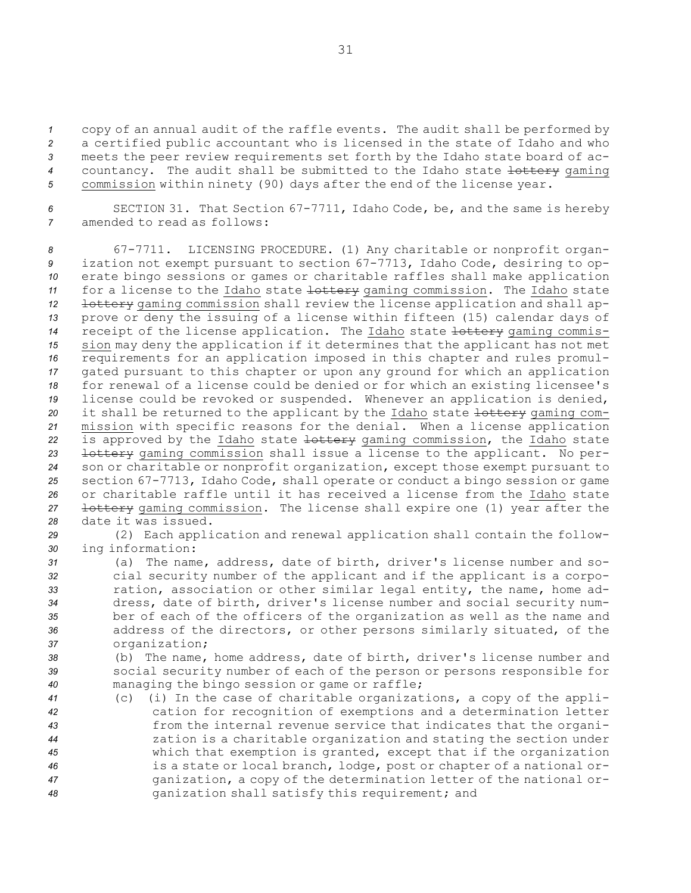copy of an annual audit of the raffle events. The audit shall be performed by a certified public accountant who is licensed in the state of Idaho and who meets the peer review requirements set forth by the Idaho state board of accountancy. The audit shall be submitted to the Idaho state ~~lottery~~ gaming commission within ninety (90) days after the end of the license year.

SECTION 31. That Section 67-7711, Idaho Code, be, and the same is hereby amended to read as follows:

67-7711. LICENSING PROCEDURE. (1) Any charitable or nonprofit organization not exempt pursuant to section 67-7713, Idaho Code, desiring to operate bingo sessions or games or charitable raffles shall make application for a license to the Idaho state ~~lottery~~ gaming commission. The Idaho state ~~lottery~~ gaming commission shall review the license application and shall approve or deny the issuing of a license within fifteen (15) calendar days of receipt of the license application. The Idaho state ~~lottery~~ gaming commission may deny the application if it determines that the applicant has not met requirements for an application imposed in this chapter and rules promulgated pursuant to this chapter or upon any ground for which an application for renewal of a license could be denied or for which an existing licensee's license could be revoked or suspended. Whenever an application is denied, it shall be returned to the applicant by the Idaho state ~~lottery~~ gaming commission with specific reasons for the denial. When a license application is approved by the Idaho state ~~lottery~~ gaming commission, the Idaho state ~~lottery~~ gaming commission shall issue a license to the applicant. No person or charitable or nonprofit organization, except those exempt pursuant to section 67-7713, Idaho Code, shall operate or conduct a bingo session or game or charitable raffle until it has received a license from the Idaho state ~~lottery~~ gaming commission. The license shall expire one (1) year after the date it was issued.

(2) Each application and renewal application shall contain the following information:

(a) The name, address, date of birth, driver's license number and social security number of the applicant and if the applicant is a corporation, association or other similar legal entity, the name, home address, date of birth, driver's license number and social security number of each of the officers of the organization as well as the name and address of the directors, or other persons similarly situated, of the organization;

(b) The name, home address, date of birth, driver's license number and social security number of each of the person or persons responsible for managing the bingo session or game or raffle;

(c) (i) In the case of charitable organizations, a copy of the application for recognition of exemptions and a determination letter from the internal revenue service that indicates that the organization is a charitable organization and stating the section under which that exemption is granted, except that if the organization is a state or local branch, lodge, post or chapter of a national organization, a copy of the determination letter of the national organization shall satisfy this requirement; and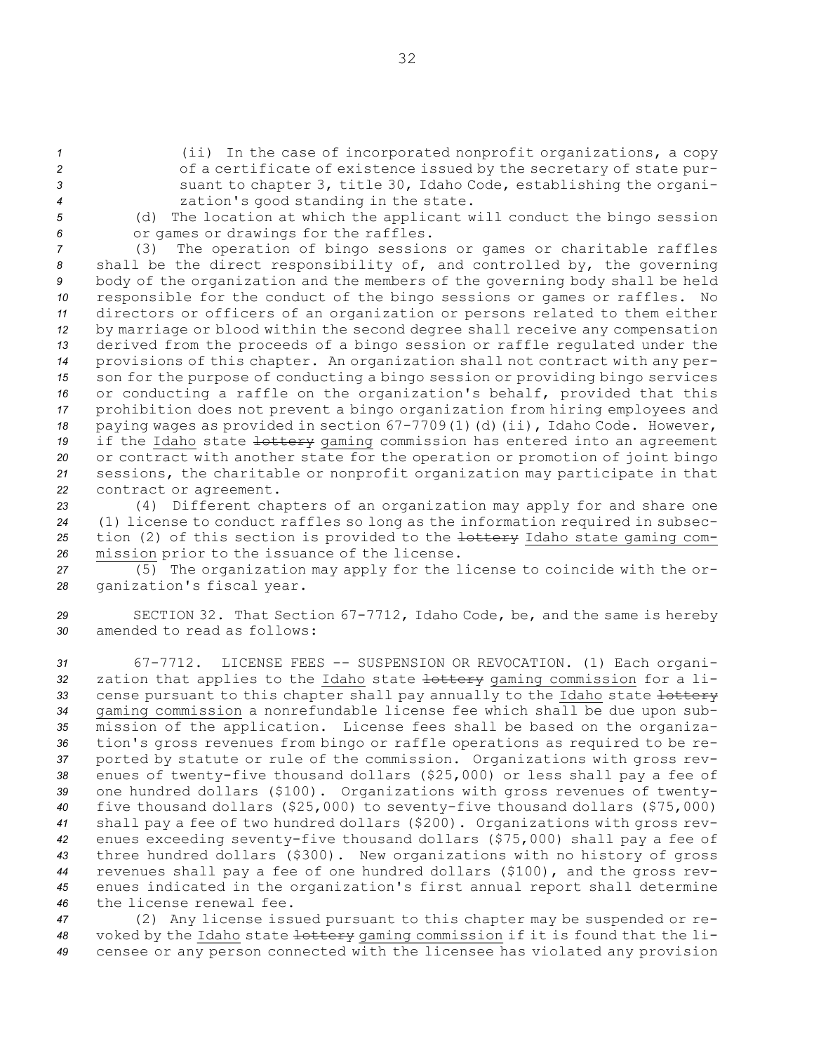(ii) In the case of incorporated nonprofit organizations, a copy of a certificate of existence issued by the secretary of state pursuant to chapter 3, title 30, Idaho Code, establishing the organization's good standing in the state.

(d) The location at which the applicant will conduct the bingo session or games or drawings for the raffles.

(3) The operation of bingo sessions or games or charitable raffles shall be the direct responsibility of, and controlled by, the governing body of the organization and the members of the governing body shall be held responsible for the conduct of the bingo sessions or games or raffles. No directors or officers of an organization or persons related to them either by marriage or blood within the second degree shall receive any compensation derived from the proceeds of a bingo session or raffle regulated under the provisions of this chapter. An organization shall not contract with any person for the purpose of conducting a bingo session or providing bingo services or conducting a raffle on the organization's behalf, provided that this prohibition does not prevent a bingo organization from hiring employees and paying wages as provided in section 67-7709(1)(d)(ii), Idaho Code. However, if the Idaho state ~~lottery~~ gaming commission has entered into an agreement or contract with another state for the operation or promotion of joint bingo sessions, the charitable or nonprofit organization may participate in that contract or agreement.

(4) Different chapters of an organization may apply for and share one (1) license to conduct raffles so long as the information required in subsection (2) of this section is provided to the ~~lottery~~ Idaho state gaming commission prior to the issuance of the license.

(5) The organization may apply for the license to coincide with the organization's fiscal year.

SECTION 32. That Section 67-7712, Idaho Code, be, and the same is hereby amended to read as follows:

67-7712. LICENSE FEES -- SUSPENSION OR REVOCATION. (1) Each organization that applies to the Idaho state ~~lottery~~ gaming commission for a license pursuant to this chapter shall pay annually to the Idaho state ~~lottery~~ gaming commission a nonrefundable license fee which shall be due upon submission of the application. License fees shall be based on the organization's gross revenues from bingo or raffle operations as required to be reported by statute or rule of the commission. Organizations with gross revenues of twenty-five thousand dollars ($25,000) or less shall pay a fee of one hundred dollars ($100). Organizations with gross revenues of twenty-five thousand dollars ($25,000) to seventy-five thousand dollars ($75,000) shall pay a fee of two hundred dollars ($200). Organizations with gross revenues exceeding seventy-five thousand dollars ($75,000) shall pay a fee of three hundred dollars ($300). New organizations with no history of gross revenues shall pay a fee of one hundred dollars ($100), and the gross revenues indicated in the organization's first annual report shall determine the license renewal fee.

(2) Any license issued pursuant to this chapter may be suspended or revoked by the Idaho state ~~lottery~~ gaming commission if it is found that the licensee or any person connected with the licensee has violated any provision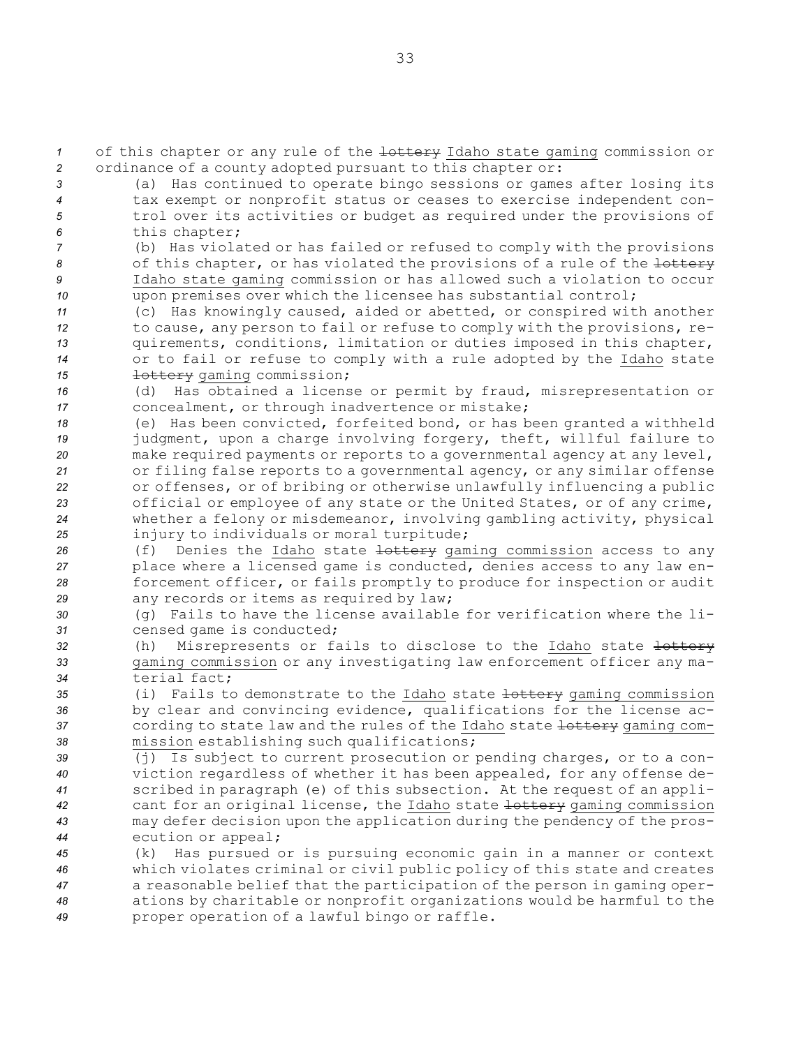of this chapter or any rule of the ~~lottery~~ Idaho state gaming commission or ordinance of a county adopted pursuant to this chapter or:

(a) Has continued to operate bingo sessions or games after losing its tax exempt or nonprofit status or ceases to exercise independent control over its activities or budget as required under the provisions of this chapter;

(b) Has violated or has failed or refused to comply with the provisions of this chapter, or has violated the provisions of a rule of the ~~lottery~~ Idaho state gaming commission or has allowed such a violation to occur upon premises over which the licensee has substantial control;

(c) Has knowingly caused, aided or abetted, or conspired with another to cause, any person to fail or refuse to comply with the provisions, requirements, conditions, limitation or duties imposed in this chapter, or to fail or refuse to comply with a rule adopted by the Idaho state ~~lottery~~ gaming commission;

(d) Has obtained a license or permit by fraud, misrepresentation or concealment, or through inadvertence or mistake;

(e) Has been convicted, forfeited bond, or has been granted a withheld judgment, upon a charge involving forgery, theft, willful failure to make required payments or reports to a governmental agency at any level, or filing false reports to a governmental agency, or any similar offense or offenses, or of bribing or otherwise unlawfully influencing a public official or employee of any state or the United States, or of any crime, whether a felony or misdemeanor, involving gambling activity, physical injury to individuals or moral turpitude;

(f) Denies the Idaho state ~~lottery~~ gaming commission access to any place where a licensed game is conducted, denies access to any law enforcement officer, or fails promptly to produce for inspection or audit any records or items as required by law;

(g) Fails to have the license available for verification where the licensed game is conducted;

(h) Misrepresents or fails to disclose to the Idaho state ~~lottery~~ gaming commission or any investigating law enforcement officer any material fact;

(i) Fails to demonstrate to the Idaho state ~~lottery~~ gaming commission by clear and convincing evidence, qualifications for the license according to state law and the rules of the Idaho state ~~lottery~~ gaming commission establishing such qualifications;

(j) Is subject to current prosecution or pending charges, or to a conviction regardless of whether it has been appealed, for any offense described in paragraph (e) of this subsection. At the request of an applicant for an original license, the Idaho state ~~lottery~~ gaming commission may defer decision upon the application during the pendency of the prosecution or appeal;

(k) Has pursued or is pursuing economic gain in a manner or context which violates criminal or civil public policy of this state and creates a reasonable belief that the participation of the person in gaming operations by charitable or nonprofit organizations would be harmful to the proper operation of a lawful bingo or raffle.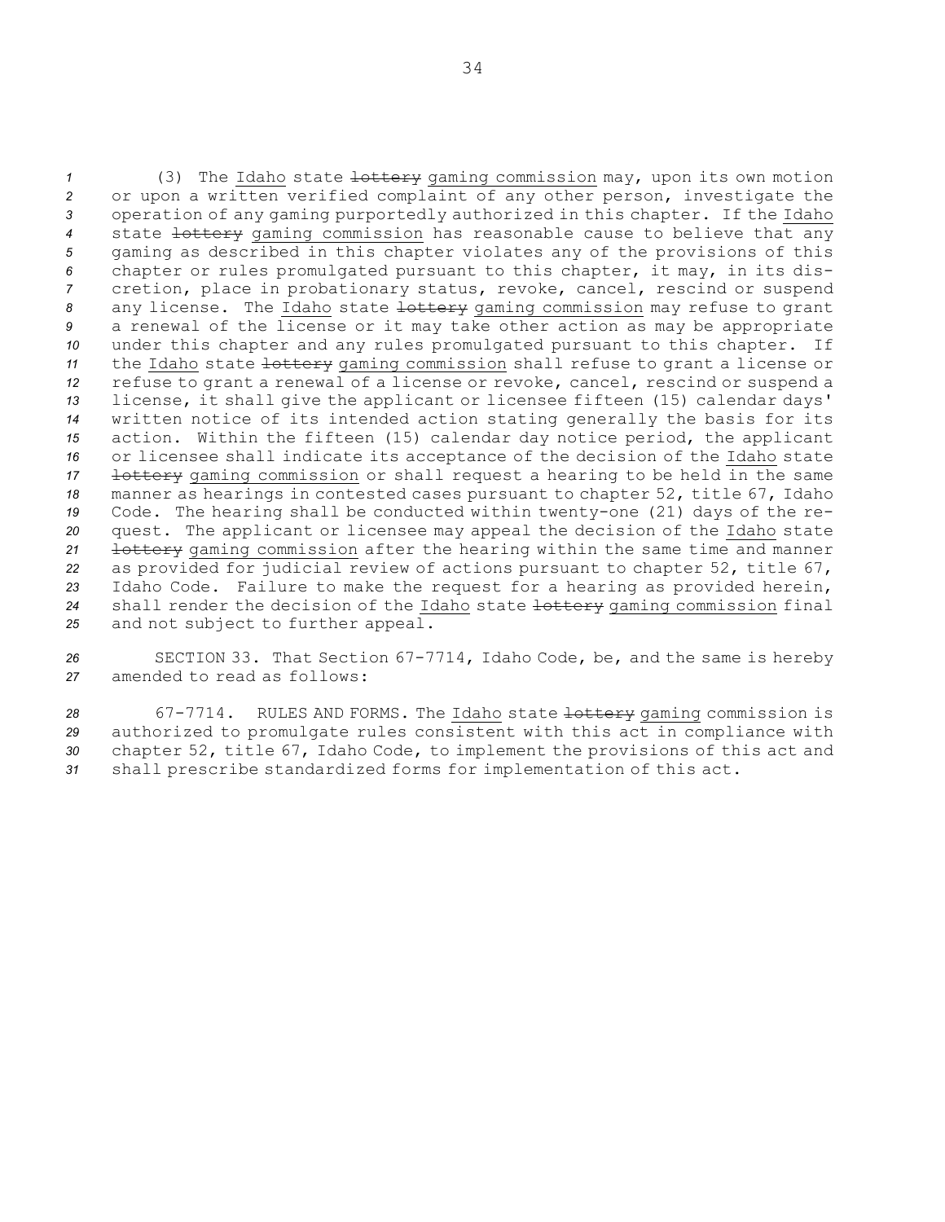(3) The <u>Idaho</u> state ~~lottery~~ <u>gaming commission</u> may, upon its own motion or upon a written verified complaint of any other person, investigate the operation of any gaming purportedly authorized in this chapter. If the <u>Idaho</u> state ~~lottery~~ <u>gaming commission</u> has reasonable cause to believe that any gaming as described in this chapter violates any of the provisions of this chapter or rules promulgated pursuant to this chapter, it may, in its discretion, place in probationary status, revoke, cancel, rescind or suspend any license. The <u>Idaho</u> state ~~lottery~~ <u>gaming commission</u> may refuse to grant a renewal of the license or it may take other action as may be appropriate under this chapter and any rules promulgated pursuant to this chapter. If the <u>Idaho</u> state ~~lottery~~ <u>gaming commission</u> shall refuse to grant a license or refuse to grant a renewal of a license or revoke, cancel, rescind or suspend a license, it shall give the applicant or licensee fifteen (15) calendar days' written notice of its intended action stating generally the basis for its action. Within the fifteen (15) calendar day notice period, the applicant or licensee shall indicate its acceptance of the decision of the <u>Idaho</u> state ~~lottery~~ <u>gaming commission</u> or shall request a hearing to be held in the same manner as hearings in contested cases pursuant to chapter 52, title 67, Idaho Code. The hearing shall be conducted within twenty-one (21) days of the request. The applicant or licensee may appeal the decision of the <u>Idaho</u> state ~~lottery~~ <u>gaming commission</u> after the hearing within the same time and manner as provided for judicial review of actions pursuant to chapter 52, title 67, Idaho Code. Failure to make the request for a hearing as provided herein, shall render the decision of the <u>Idaho</u> state ~~lottery~~ <u>gaming commission</u> final and not subject to further appeal.

SECTION 33. That Section 67-7714, Idaho Code, be, and the same is hereby amended to read as follows:

67-7714. RULES AND FORMS. The <u>Idaho</u> state ~~lottery~~ <u>gaming</u> commission is authorized to promulgate rules consistent with this act in compliance with chapter 52, title 67, Idaho Code, to implement the provisions of this act and shall prescribe standardized forms for implementation of this act.